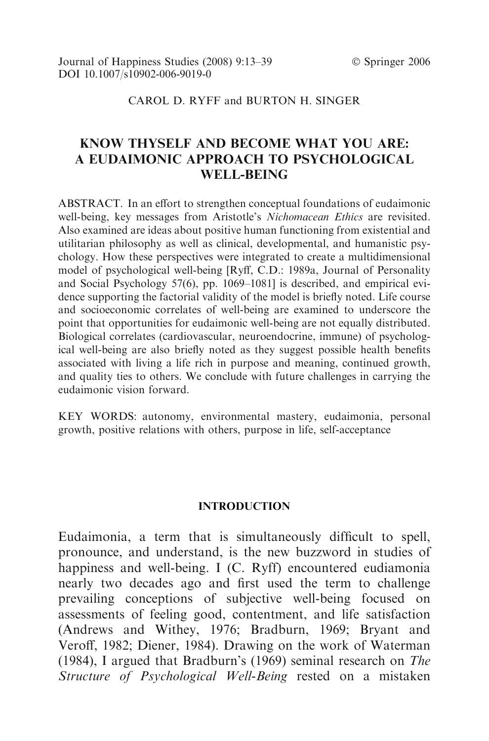Journal of Happiness Studies (2008) 9:13–39 © Springer 2006
DOI 10.1007/s10902-006-9019-0

CAROL D. RYFF and BURTON H. SINGER

# KNOW THYSELF AND BECOME WHAT YOU ARE: A EUDAIMONIC APPROACH TO PSYCHOLOGICAL WELL-BEING

ABSTRACT. In an effort to strengthen conceptual foundations of eudaimonic well-being, key messages from Aristotle's *Nichomacean Ethics* are revisited. Also examined are ideas about positive human functioning from existential and utilitarian philosophy as well as clinical, developmental, and humanistic psychology. How these perspectives were integrated to create a multidimensional model of psychological well-being [Ryff, C.D.: 1989a, Journal of Personality and Social Psychology 57(6), pp. 1069–1081] is described, and empirical evidence supporting the factorial validity of the model is briefly noted. Life course and socioeconomic correlates of well-being are examined to underscore the point that opportunities for eudaimonic well-being are not equally distributed. Biological correlates (cardiovascular, neuroendocrine, immune) of psychological well-being are also briefly noted as they suggest possible health benefits associated with living a life rich in purpose and meaning, continued growth, and quality ties to others. We conclude with future challenges in carrying the eudaimonic vision forward.

KEY WORDS: autonomy, environmental mastery, eudaimonia, personal growth, positive relations with others, purpose in life, self-acceptance

## INTRODUCTION

Eudaimonia, a term that is simultaneously difficult to spell, pronounce, and understand, is the new buzzword in studies of happiness and well-being. I (C. Ryff) encountered eudiamonia nearly two decades ago and first used the term to challenge prevailing conceptions of subjective well-being focused on assessments of feeling good, contentment, and life satisfaction (Andrews and Withey, 1976; Bradburn, 1969; Bryant and Veroff, 1982; Diener, 1984). Drawing on the work of Waterman (1984), I argued that Bradburn's (1969) seminal research on *The Structure of Psychological Well-Being* rested on a mistaken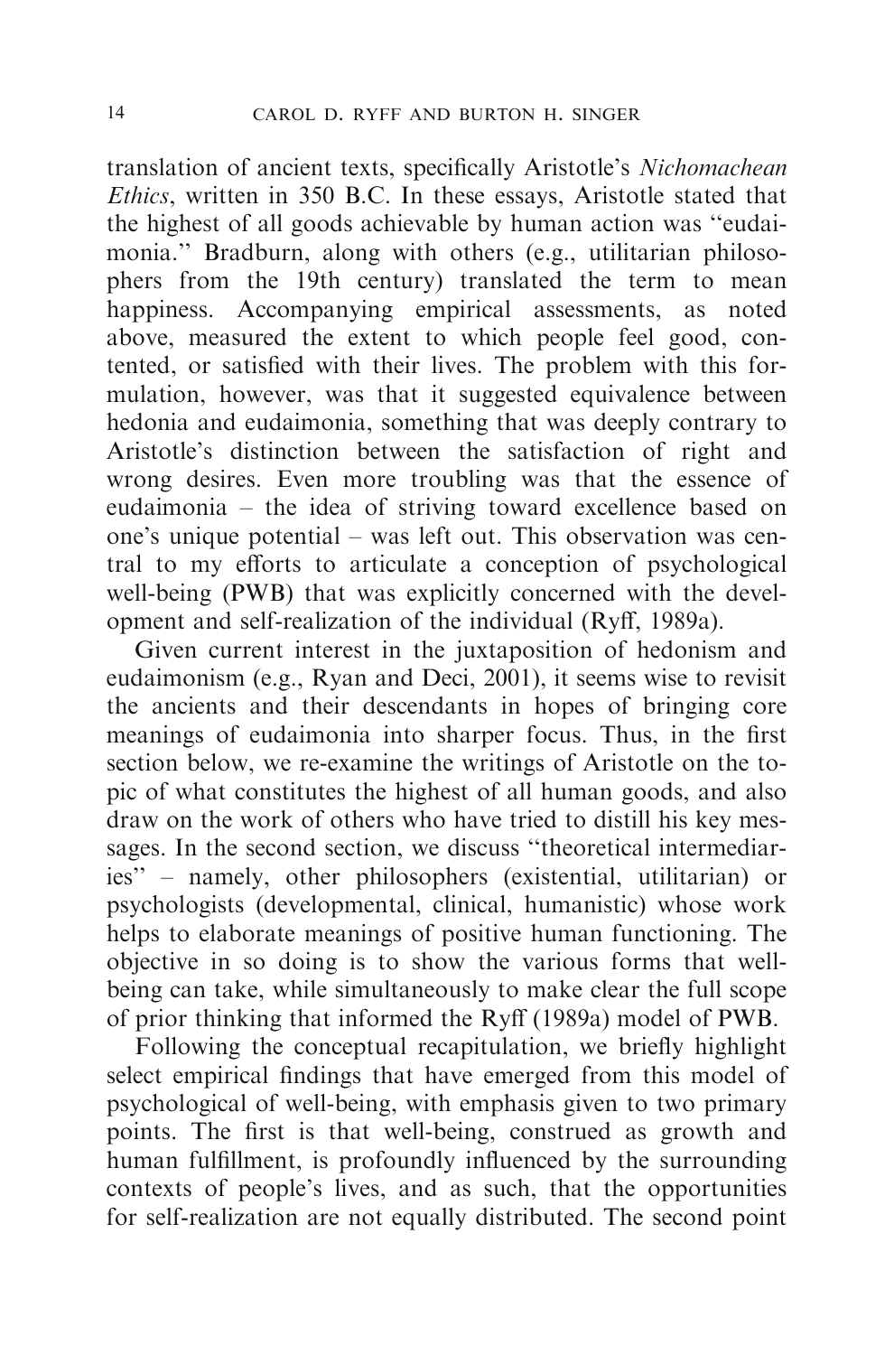translation of ancient texts, specifically Aristotle's *Nichomachean Ethics*, written in 350 B.C. In these essays, Aristotle stated that the highest of all goods achievable by human action was "eudaimonia." Bradburn, along with others (e.g., utilitarian philosophers from the 19th century) translated the term to mean happiness. Accompanying empirical assessments, as noted above, measured the extent to which people feel good, contented, or satisfied with their lives. The problem with this formulation, however, was that it suggested equivalence between hedonia and eudaimonia, something that was deeply contrary to Aristotle's distinction between the satisfaction of right and wrong desires. Even more troubling was that the essence of eudaimonia – the idea of striving toward excellence based on one's unique potential – was left out. This observation was central to my efforts to articulate a conception of psychological well-being (PWB) that was explicitly concerned with the development and self-realization of the individual (Ryff, 1989a).

Given current interest in the juxtaposition of hedonism and eudaimonism (e.g., Ryan and Deci, 2001), it seems wise to revisit the ancients and their descendants in hopes of bringing core meanings of eudaimonia into sharper focus. Thus, in the first section below, we re-examine the writings of Aristotle on the topic of what constitutes the highest of all human goods, and also draw on the work of others who have tried to distill his key messages. In the second section, we discuss "theoretical intermediaries" – namely, other philosophers (existential, utilitarian) or psychologists (developmental, clinical, humanistic) whose work helps to elaborate meanings of positive human functioning. The objective in so doing is to show the various forms that well-being can take, while simultaneously to make clear the full scope of prior thinking that informed the Ryff (1989a) model of PWB.

Following the conceptual recapitulation, we briefly highlight select empirical findings that have emerged from this model of psychological of well-being, with emphasis given to two primary points. The first is that well-being, construed as growth and human fulfillment, is profoundly influenced by the surrounding contexts of people's lives, and as such, that the opportunities for self-realization are not equally distributed. The second point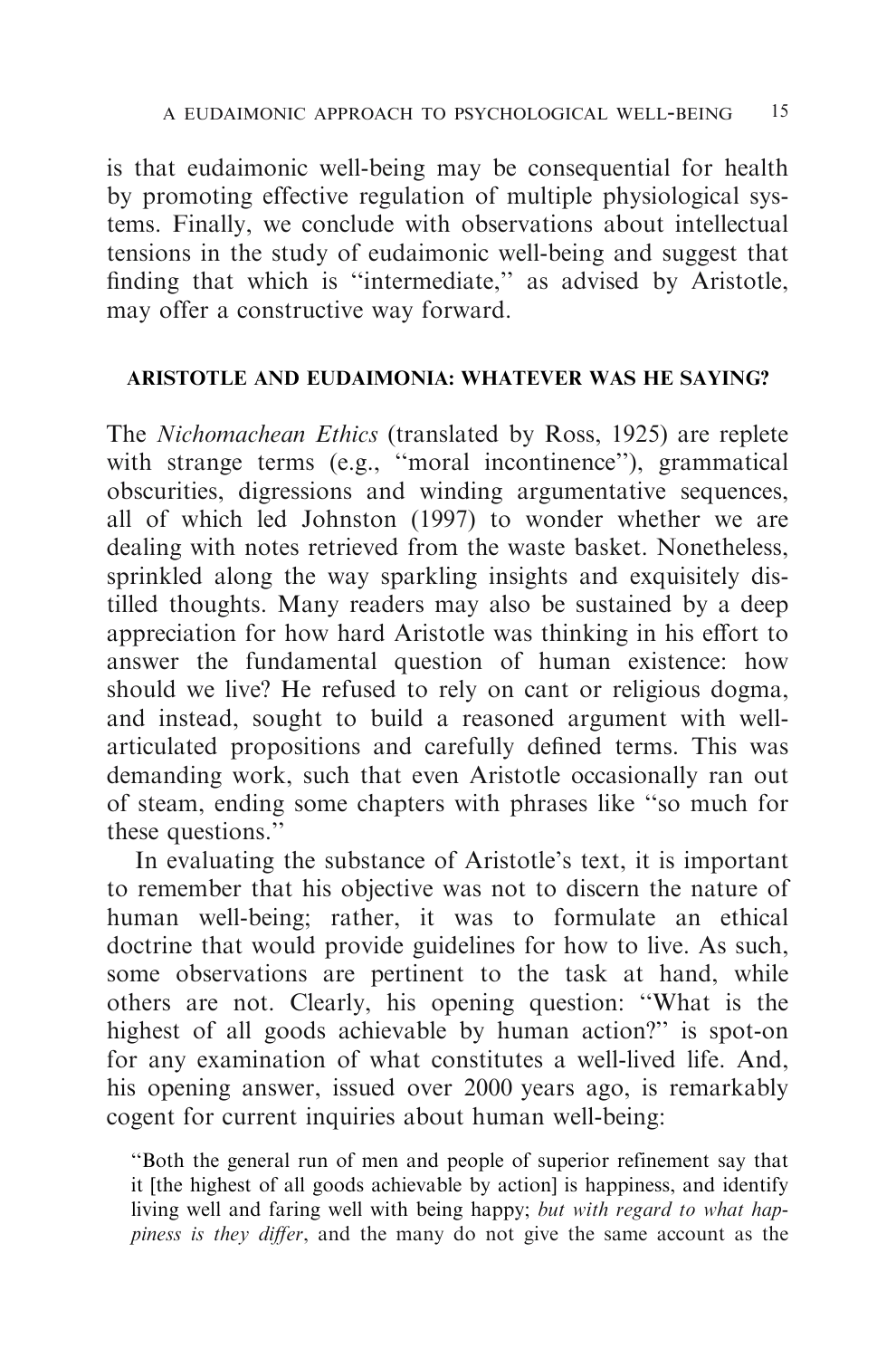is that eudaimonic well-being may be consequential for health by promoting effective regulation of multiple physiological systems. Finally, we conclude with observations about intellectual tensions in the study of eudaimonic well-being and suggest that finding that which is "intermediate," as advised by Aristotle, may offer a constructive way forward.

## ARISTOTLE AND EUDAIMONIA: WHATEVER WAS HE SAYING?

The *Nichomachean Ethics* (translated by Ross, 1925) are replete with strange terms (e.g., "moral incontinence"), grammatical obscurities, digressions and winding argumentative sequences, all of which led Johnston (1997) to wonder whether we are dealing with notes retrieved from the waste basket. Nonetheless, sprinkled along the way sparkling insights and exquisitely distilled thoughts. Many readers may also be sustained by a deep appreciation for how hard Aristotle was thinking in his effort to answer the fundamental question of human existence: how should we live? He refused to rely on cant or religious dogma, and instead, sought to build a reasoned argument with well-articulated propositions and carefully defined terms. This was demanding work, such that even Aristotle occasionally ran out of steam, ending some chapters with phrases like "so much for these questions."

In evaluating the substance of Aristotle's text, it is important to remember that his objective was not to discern the nature of human well-being; rather, it was to formulate an ethical doctrine that would provide guidelines for how to live. As such, some observations are pertinent to the task at hand, while others are not. Clearly, his opening question: "What is the highest of all goods achievable by human action?" is spot-on for any examination of what constitutes a well-lived life. And, his opening answer, issued over 2000 years ago, is remarkably cogent for current inquiries about human well-being:

> "Both the general run of men and people of superior refinement say that it [the highest of all goods achievable by action] is happiness, and identify living well and faring well with being happy; *but with regard to what happiness is they differ*, and the many do not give the same account as the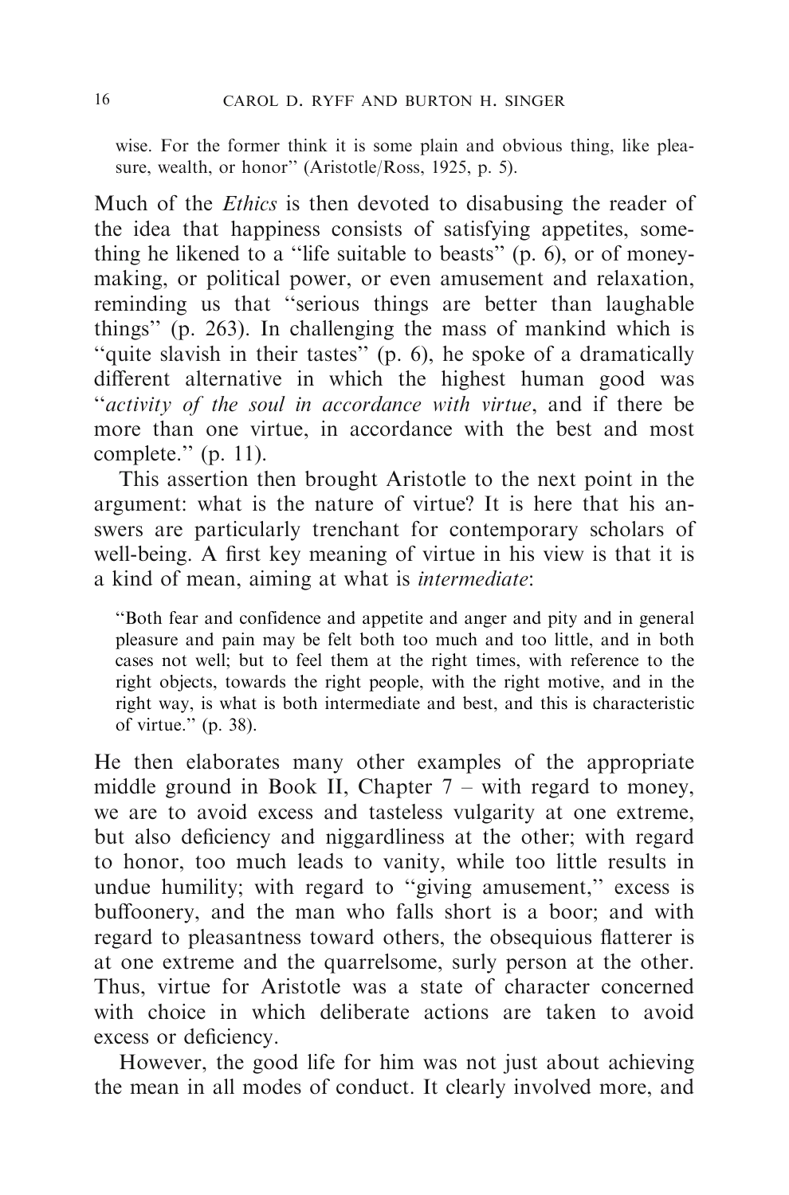> wise. For the former think it is some plain and obvious thing, like pleasure, wealth, or honor'' (Aristotle/Ross, 1925, p. 5).

Much of the *Ethics* is then devoted to disabusing the reader of the idea that happiness consists of satisfying appetites, something he likened to a ''life suitable to beasts'' (p. 6), or of money-making, or political power, or even amusement and relaxation, reminding us that ''serious things are better than laughable things'' (p. 263). In challenging the mass of mankind which is ''quite slavish in their tastes'' (p. 6), he spoke of a dramatically different alternative in which the highest human good was ''*activity of the soul in accordance with virtue*, and if there be more than one virtue, in accordance with the best and most complete.'' (p. 11).

This assertion then brought Aristotle to the next point in the argument: what is the nature of virtue? It is here that his answers are particularly trenchant for contemporary scholars of well-being. A first key meaning of virtue in his view is that it is a kind of mean, aiming at what is *intermediate*:

> ''Both fear and confidence and appetite and anger and pity and in general pleasure and pain may be felt both too much and too little, and in both cases not well; but to feel them at the right times, with reference to the right objects, towards the right people, with the right motive, and in the right way, is what is both intermediate and best, and this is characteristic of virtue.'' (p. 38).

He then elaborates many other examples of the appropriate middle ground in Book II, Chapter 7 – with regard to money, we are to avoid excess and tasteless vulgarity at one extreme, but also deficiency and niggardliness at the other; with regard to honor, too much leads to vanity, while too little results in undue humility; with regard to ''giving amusement,'' excess is buffoonery, and the man who falls short is a boor; and with regard to pleasantness toward others, the obsequious flatterer is at one extreme and the quarrelsome, surly person at the other. Thus, virtue for Aristotle was a state of character concerned with choice in which deliberate actions are taken to avoid excess or deficiency.

However, the good life for him was not just about achieving the mean in all modes of conduct. It clearly involved more, and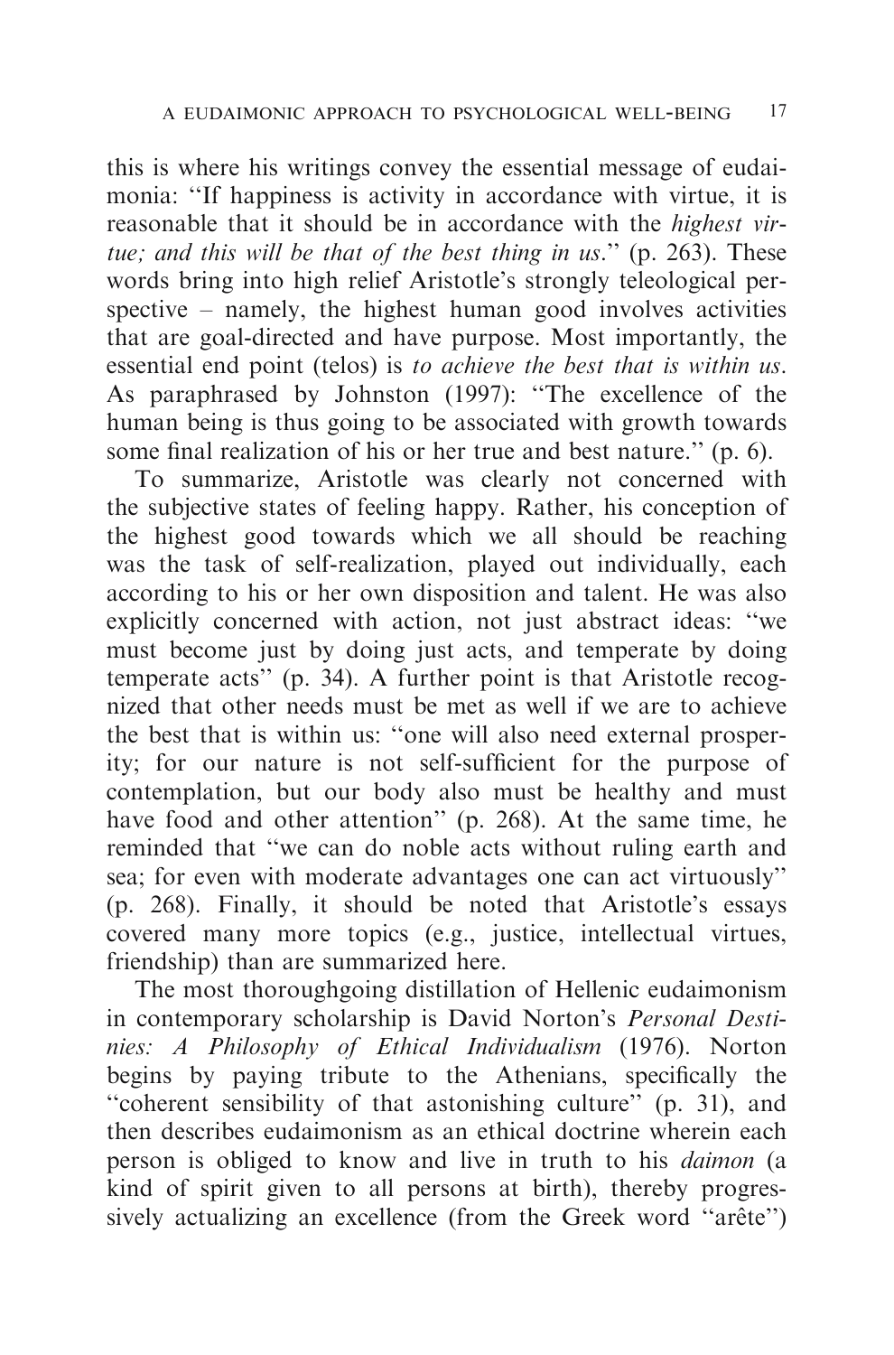this is where his writings convey the essential message of eudaimonia: "If happiness is activity in accordance with virtue, it is reasonable that it should be in accordance with the *highest virtue; and this will be that of the best thing in us*." (p. 263). These words bring into high relief Aristotle's strongly teleological perspective – namely, the highest human good involves activities that are goal-directed and have purpose. Most importantly, the essential end point (telos) is *to achieve the best that is within us*. As paraphrased by Johnston (1997): "The excellence of the human being is thus going to be associated with growth towards some final realization of his or her true and best nature." (p. 6).

To summarize, Aristotle was clearly not concerned with the subjective states of feeling happy. Rather, his conception of the highest good towards which we all should be reaching was the task of self-realization, played out individually, each according to his or her own disposition and talent. He was also explicitly concerned with action, not just abstract ideas: "we must become just by doing just acts, and temperate by doing temperate acts" (p. 34). A further point is that Aristotle recognized that other needs must be met as well if we are to achieve the best that is within us: "one will also need external prosperity; for our nature is not self-sufficient for the purpose of contemplation, but our body also must be healthy and must have food and other attention" (p. 268). At the same time, he reminded that "we can do noble acts without ruling earth and sea; for even with moderate advantages one can act virtuously" (p. 268). Finally, it should be noted that Aristotle's essays covered many more topics (e.g., justice, intellectual virtues, friendship) than are summarized here.

The most thoroughgoing distillation of Hellenic eudaimonism in contemporary scholarship is David Norton's *Personal Destinies: A Philosophy of Ethical Individualism* (1976). Norton begins by paying tribute to the Athenians, specifically the "coherent sensibility of that astonishing culture" (p. 31), and then describes eudaimonism as an ethical doctrine wherein each person is obliged to know and live in truth to his *daimon* (a kind of spirit given to all persons at birth), thereby progressively actualizing an excellence (from the Greek word "arête")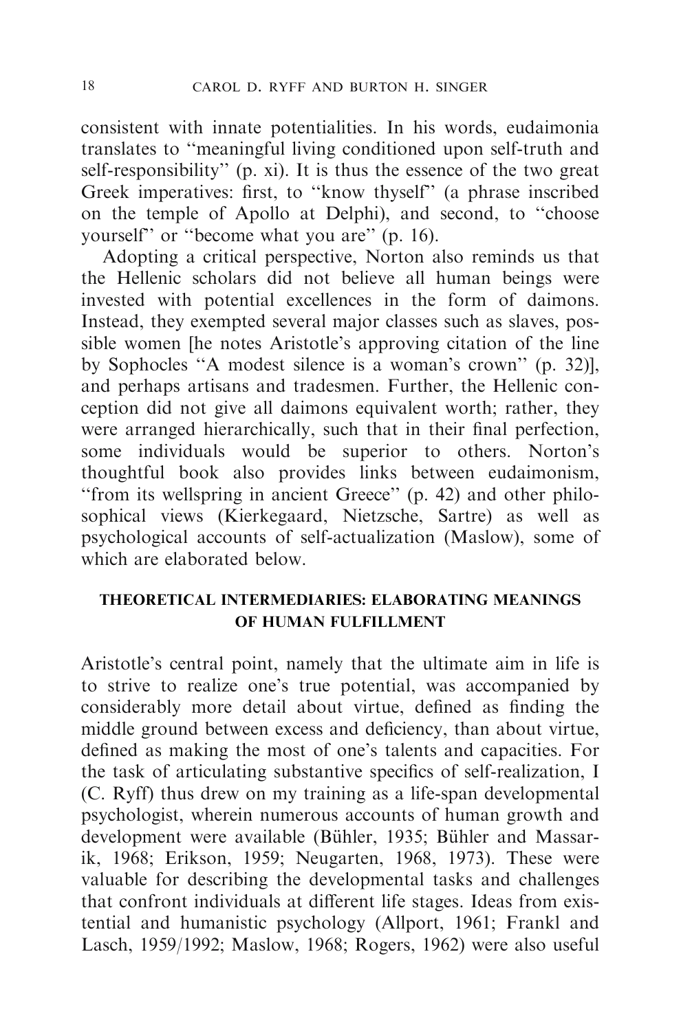consistent with innate potentialities. In his words, eudaimonia translates to ''meaningful living conditioned upon self-truth and self-responsibility'' (p. xi). It is thus the essence of the two great Greek imperatives: first, to ''know thyself'' (a phrase inscribed on the temple of Apollo at Delphi), and second, to ''choose yourself'' or ''become what you are'' (p. 16).

Adopting a critical perspective, Norton also reminds us that the Hellenic scholars did not believe all human beings were invested with potential excellences in the form of daimons. Instead, they exempted several major classes such as slaves, possible women [he notes Aristotle's approving citation of the line by Sophocles ''A modest silence is a woman's crown'' (p. 32)], and perhaps artisans and tradesmen. Further, the Hellenic conception did not give all daimons equivalent worth; rather, they were arranged hierarchically, such that in their final perfection, some individuals would be superior to others. Norton's thoughtful book also provides links between eudaimonism, ''from its wellspring in ancient Greece'' (p. 42) and other philosophical views (Kierkegaard, Nietzsche, Sartre) as well as psychological accounts of self-actualization (Maslow), some of which are elaborated below.

## THEORETICAL INTERMEDIARIES: ELABORATING MEANINGS OF HUMAN FULFILLMENT

Aristotle's central point, namely that the ultimate aim in life is to strive to realize one's true potential, was accompanied by considerably more detail about virtue, defined as finding the middle ground between excess and deficiency, than about virtue, defined as making the most of one's talents and capacities. For the task of articulating substantive specifics of self-realization, I (C. Ryff) thus drew on my training as a life-span developmental psychologist, wherein numerous accounts of human growth and development were available (Bühler, 1935; Bühler and Massarik, 1968; Erikson, 1959; Neugarten, 1968, 1973). These were valuable for describing the developmental tasks and challenges that confront individuals at different life stages. Ideas from existential and humanistic psychology (Allport, 1961; Frankl and Lasch, 1959/1992; Maslow, 1968; Rogers, 1962) were also useful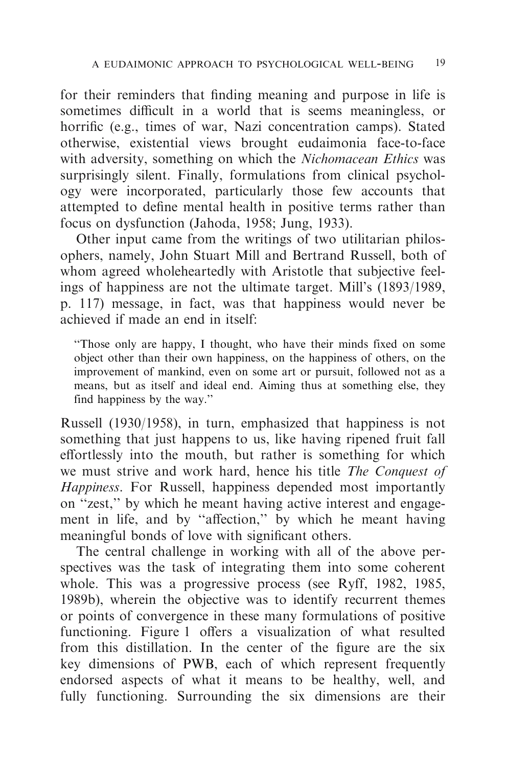for their reminders that finding meaning and purpose in life is sometimes difficult in a world that is seems meaningless, or horrific (e.g., times of war, Nazi concentration camps). Stated otherwise, existential views brought eudaimonia face-to-face with adversity, something on which the *Nichomacean Ethics* was surprisingly silent. Finally, formulations from clinical psychology were incorporated, particularly those few accounts that attempted to define mental health in positive terms rather than focus on dysfunction (Jahoda, 1958; Jung, 1933).

Other input came from the writings of two utilitarian philosophers, namely, John Stuart Mill and Bertrand Russell, both of whom agreed wholeheartedly with Aristotle that subjective feelings of happiness are not the ultimate target. Mill's (1893/1989, p. 117) message, in fact, was that happiness would never be achieved if made an end in itself:

> "Those only are happy, I thought, who have their minds fixed on some object other than their own happiness, on the happiness of others, on the improvement of mankind, even on some art or pursuit, followed not as a means, but as itself and ideal end. Aiming thus at something else, they find happiness by the way."

Russell (1930/1958), in turn, emphasized that happiness is not something that just happens to us, like having ripened fruit fall effortlessly into the mouth, but rather is something for which we must strive and work hard, hence his title *The Conquest of Happiness*. For Russell, happiness depended most importantly on "zest," by which he meant having active interest and engagement in life, and by "affection," by which he meant having meaningful bonds of love with significant others.

The central challenge in working with all of the above perspectives was the task of integrating them into some coherent whole. This was a progressive process (see Ryff, 1982, 1985, 1989b), wherein the objective was to identify recurrent themes or points of convergence in these many formulations of positive functioning. Figure 1 offers a visualization of what resulted from this distillation. In the center of the figure are the six key dimensions of PWB, each of which represent frequently endorsed aspects of what it means to be healthy, well, and fully functioning. Surrounding the six dimensions are their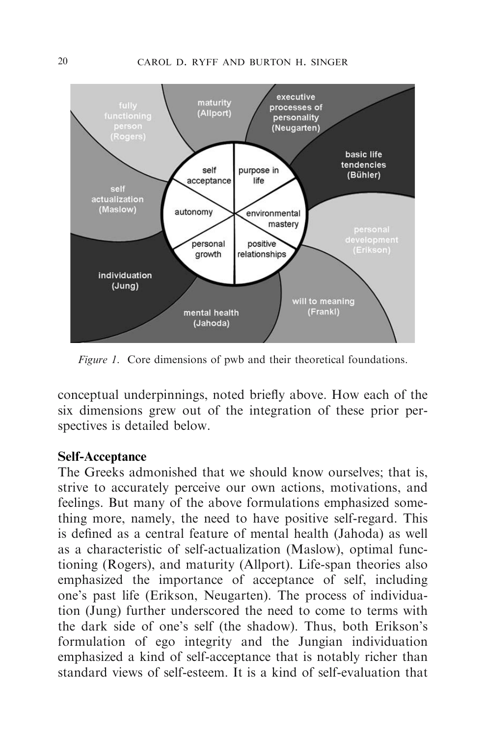*Figure 1.* Core dimensions of pwb and their theoretical foundations.

conceptual underpinnings, noted briefly above. How each of the six dimensions grew out of the integration of these prior perspectives is detailed below.

### Self-Acceptance

The Greeks admonished that we should know ourselves; that is, strive to accurately perceive our own actions, motivations, and feelings. But many of the above formulations emphasized something more, namely, the need to have positive self-regard. This is defined as a central feature of mental health (Jahoda) as well as a characteristic of self-actualization (Maslow), optimal functioning (Rogers), and maturity (Allport). Life-span theories also emphasized the importance of acceptance of self, including one's past life (Erikson, Neugarten). The process of individuation (Jung) further underscored the need to come to terms with the dark side of one's self (the shadow). Thus, both Erikson's formulation of ego integrity and the Jungian individuation emphasized a kind of self-acceptance that is notably richer than standard views of self-esteem. It is a kind of self-evaluation that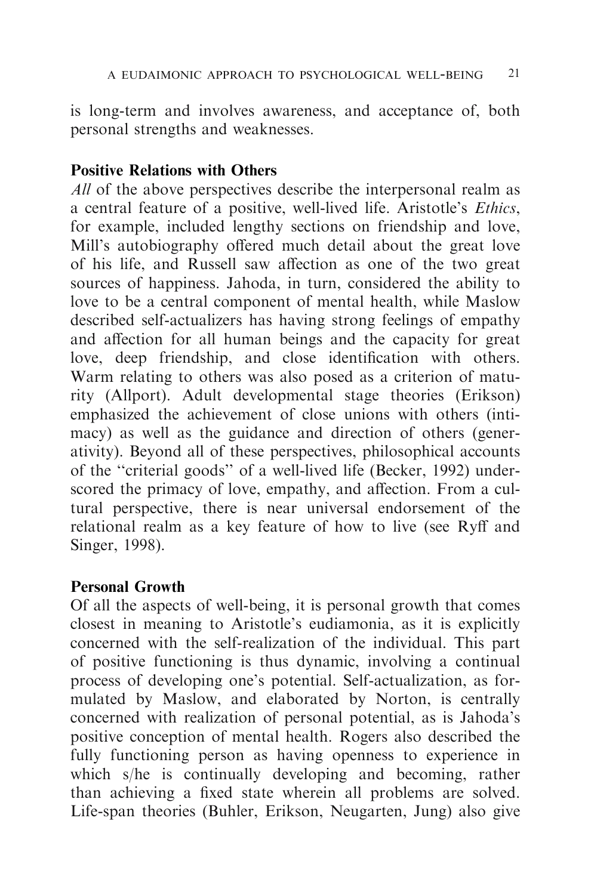is long-term and involves awareness, and acceptance of, both personal strengths and weaknesses.

**Positive Relations with Others**

*All* of the above perspectives describe the interpersonal realm as a central feature of a positive, well-lived life. Aristotle's *Ethics*, for example, included lengthy sections on friendship and love, Mill's autobiography offered much detail about the great love of his life, and Russell saw affection as one of the two great sources of happiness. Jahoda, in turn, considered the ability to love to be a central component of mental health, while Maslow described self-actualizers has having strong feelings of empathy and affection for all human beings and the capacity for great love, deep friendship, and close identification with others. Warm relating to others was also posed as a criterion of maturity (Allport). Adult developmental stage theories (Erikson) emphasized the achievement of close unions with others (intimacy) as well as the guidance and direction of others (generativity). Beyond all of these perspectives, philosophical accounts of the "criterial goods" of a well-lived life (Becker, 1992) underscored the primacy of love, empathy, and affection. From a cultural perspective, there is near universal endorsement of the relational realm as a key feature of how to live (see Ryff and Singer, 1998).

**Personal Growth**

Of all the aspects of well-being, it is personal growth that comes closest in meaning to Aristotle's eudiamonia, as it is explicitly concerned with the self-realization of the individual. This part of positive functioning is thus dynamic, involving a continual process of developing one's potential. Self-actualization, as formulated by Maslow, and elaborated by Norton, is centrally concerned with realization of personal potential, as is Jahoda's positive conception of mental health. Rogers also described the fully functioning person as having openness to experience in which s/he is continually developing and becoming, rather than achieving a fixed state wherein all problems are solved. Life-span theories (Buhler, Erikson, Neugarten, Jung) also give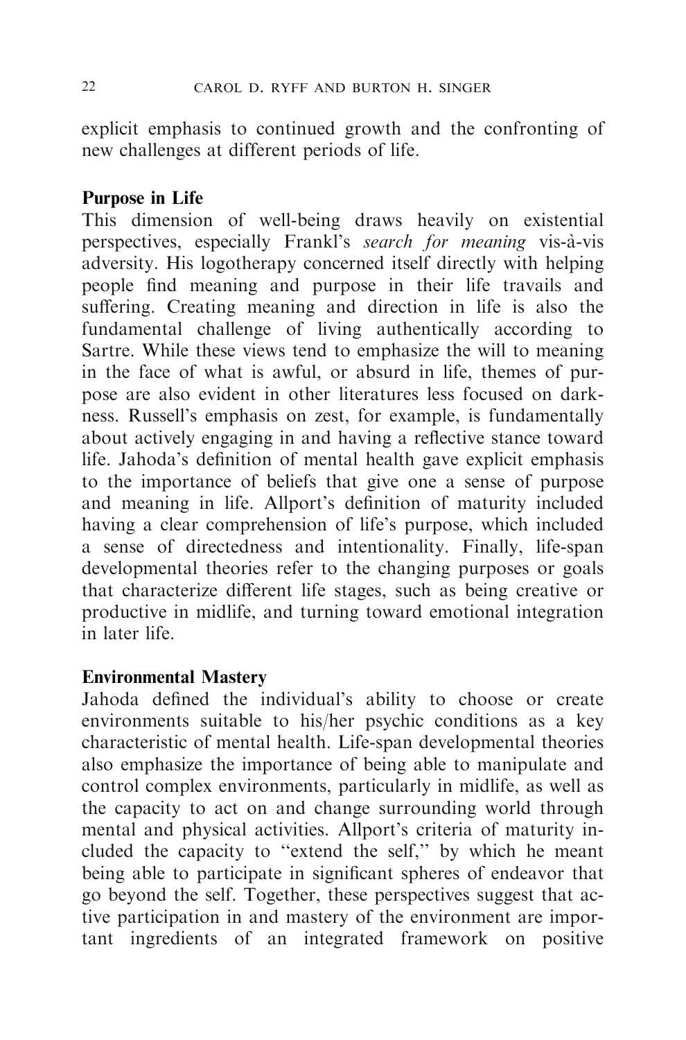explicit emphasis to continued growth and the confronting of new challenges at different periods of life.

### Purpose in Life

This dimension of well-being draws heavily on existential perspectives, especially Frankl's *search for meaning* vis-à-vis adversity. His logotherapy concerned itself directly with helping people find meaning and purpose in their life travails and suffering. Creating meaning and direction in life is also the fundamental challenge of living authentically according to Sartre. While these views tend to emphasize the will to meaning in the face of what is awful, or absurd in life, themes of purpose are also evident in other literatures less focused on darkness. Russell's emphasis on zest, for example, is fundamentally about actively engaging in and having a reflective stance toward life. Jahoda's definition of mental health gave explicit emphasis to the importance of beliefs that give one a sense of purpose and meaning in life. Allport's definition of maturity included having a clear comprehension of life's purpose, which included a sense of directedness and intentionality. Finally, life-span developmental theories refer to the changing purposes or goals that characterize different life stages, such as being creative or productive in midlife, and turning toward emotional integration in later life.

### Environmental Mastery

Jahoda defined the individual's ability to choose or create environments suitable to his/her psychic conditions as a key characteristic of mental health. Life-span developmental theories also emphasize the importance of being able to manipulate and control complex environments, particularly in midlife, as well as the capacity to act on and change surrounding world through mental and physical activities. Allport's criteria of maturity included the capacity to "extend the self," by which he meant being able to participate in significant spheres of endeavor that go beyond the self. Together, these perspectives suggest that active participation in and mastery of the environment are important ingredients of an integrated framework on positive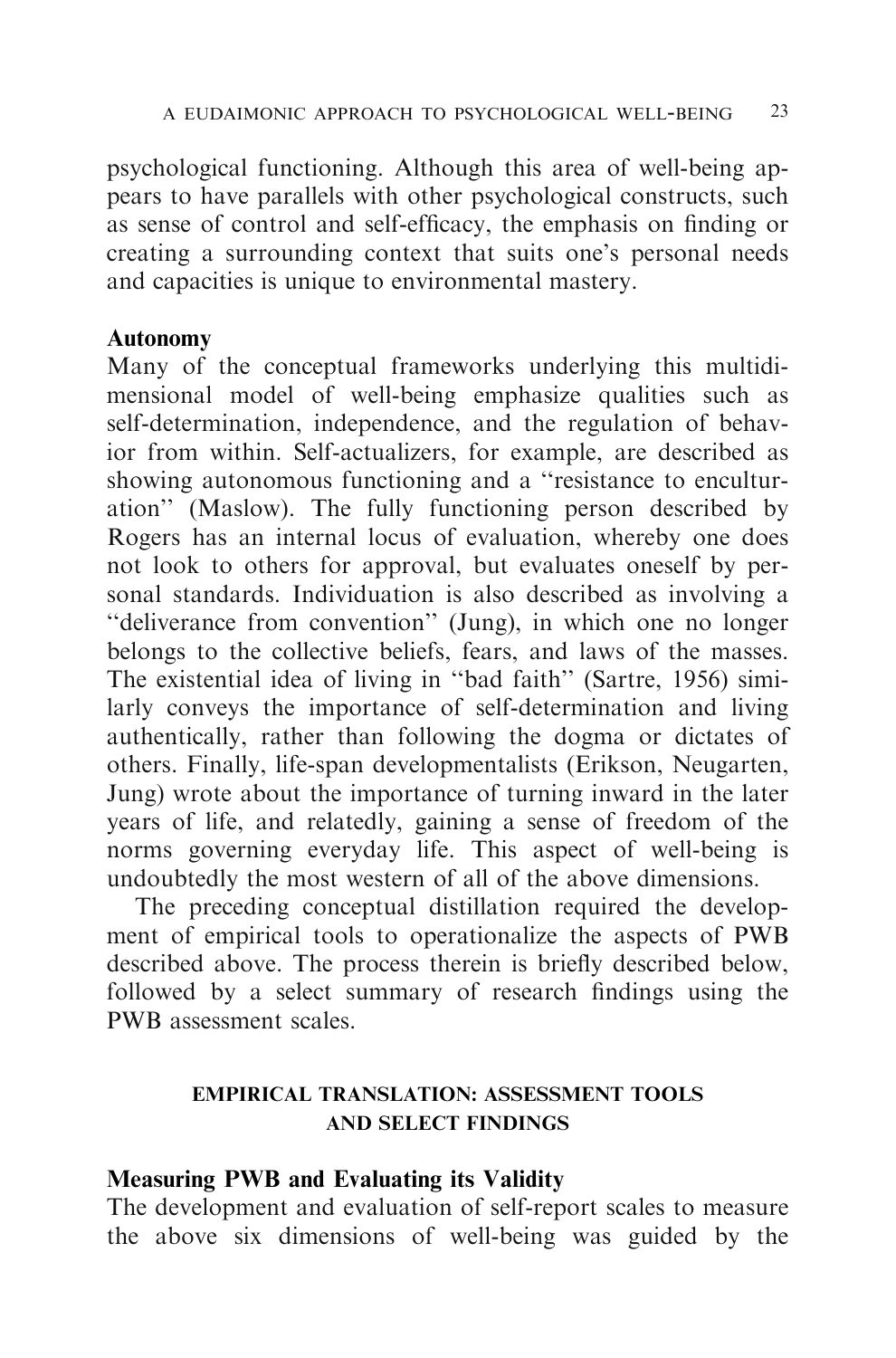psychological functioning. Although this area of well-being appears to have parallels with other psychological constructs, such as sense of control and self-efficacy, the emphasis on finding or creating a surrounding context that suits one's personal needs and capacities is unique to environmental mastery.

### Autonomy

Many of the conceptual frameworks underlying this multidimensional model of well-being emphasize qualities such as self-determination, independence, and the regulation of behavior from within. Self-actualizers, for example, are described as showing autonomous functioning and a "resistance to enculturation" (Maslow). The fully functioning person described by Rogers has an internal locus of evaluation, whereby one does not look to others for approval, but evaluates oneself by personal standards. Individuation is also described as involving a "deliverance from convention" (Jung), in which one no longer belongs to the collective beliefs, fears, and laws of the masses. The existential idea of living in "bad faith" (Sartre, 1956) similarly conveys the importance of self-determination and living authentically, rather than following the dogma or dictates of others. Finally, life-span developmentalists (Erikson, Neugarten, Jung) wrote about the importance of turning inward in the later years of life, and relatedly, gaining a sense of freedom of the norms governing everyday life. This aspect of well-being is undoubtedly the most western of all of the above dimensions.

The preceding conceptual distillation required the development of empirical tools to operationalize the aspects of PWB described above. The process therein is briefly described below, followed by a select summary of research findings using the PWB assessment scales.

## EMPIRICAL TRANSLATION: ASSESSMENT TOOLS AND SELECT FINDINGS

### Measuring PWB and Evaluating its Validity

The development and evaluation of self-report scales to measure the above six dimensions of well-being was guided by the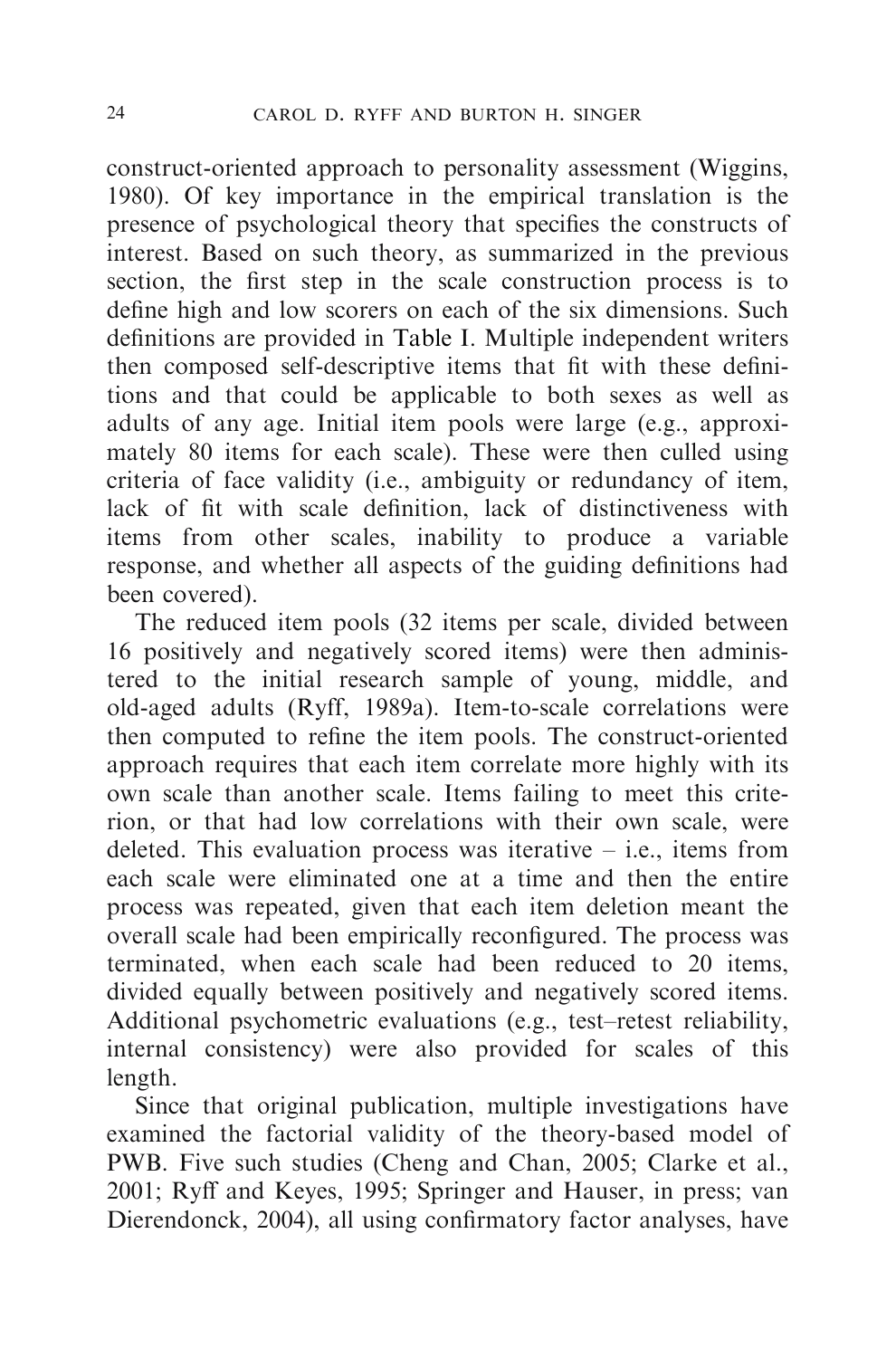construct-oriented approach to personality assessment (Wiggins, 1980). Of key importance in the empirical translation is the presence of psychological theory that specifies the constructs of interest. Based on such theory, as summarized in the previous section, the first step in the scale construction process is to define high and low scorers on each of the six dimensions. Such definitions are provided in Table I. Multiple independent writers then composed self-descriptive items that fit with these definitions and that could be applicable to both sexes as well as adults of any age. Initial item pools were large (e.g., approximately 80 items for each scale). These were then culled using criteria of face validity (i.e., ambiguity or redundancy of item, lack of fit with scale definition, lack of distinctiveness with items from other scales, inability to produce a variable response, and whether all aspects of the guiding definitions had been covered).

The reduced item pools (32 items per scale, divided between 16 positively and negatively scored items) were then administered to the initial research sample of young, middle, and old-aged adults (Ryff, 1989a). Item-to-scale correlations were then computed to refine the item pools. The construct-oriented approach requires that each item correlate more highly with its own scale than another scale. Items failing to meet this criterion, or that had low correlations with their own scale, were deleted. This evaluation process was iterative – i.e., items from each scale were eliminated one at a time and then the entire process was repeated, given that each item deletion meant the overall scale had been empirically reconfigured. The process was terminated, when each scale had been reduced to 20 items, divided equally between positively and negatively scored items. Additional psychometric evaluations (e.g., test–retest reliability, internal consistency) were also provided for scales of this length.

Since that original publication, multiple investigations have examined the factorial validity of the theory-based model of PWB. Five such studies (Cheng and Chan, 2005; Clarke et al., 2001; Ryff and Keyes, 1995; Springer and Hauser, in press; van Dierendonck, 2004), all using confirmatory factor analyses, have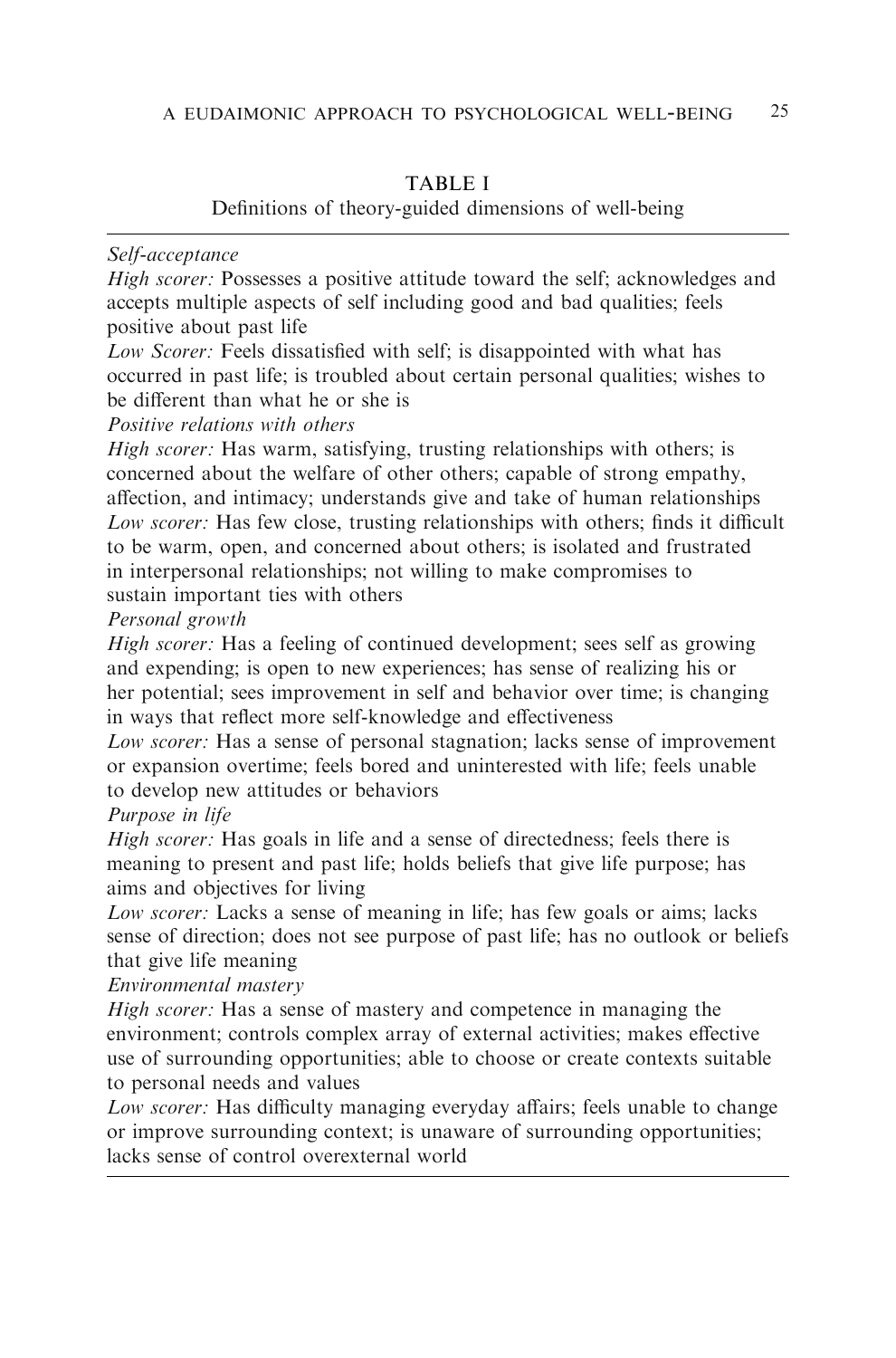TABLE I

Definitions of theory-guided dimensions of well-being

*Self-acceptance*

*High scorer:* Possesses a positive attitude toward the self; acknowledges and accepts multiple aspects of self including good and bad qualities; feels positive about past life

*Low Scorer:* Feels dissatisfied with self; is disappointed with what has occurred in past life; is troubled about certain personal qualities; wishes to be different than what he or she is

*Positive relations with others*

*High scorer:* Has warm, satisfying, trusting relationships with others; is concerned about the welfare of other others; capable of strong empathy, affection, and intimacy; understands give and take of human relationships

*Low scorer:* Has few close, trusting relationships with others; finds it difficult to be warm, open, and concerned about others; is isolated and frustrated in interpersonal relationships; not willing to make compromises to sustain important ties with others

*Personal growth*

*High scorer:* Has a feeling of continued development; sees self as growing and expending; is open to new experiences; has sense of realizing his or her potential; sees improvement in self and behavior over time; is changing in ways that reflect more self-knowledge and effectiveness

*Low scorer:* Has a sense of personal stagnation; lacks sense of improvement or expansion overtime; feels bored and uninterested with life; feels unable to develop new attitudes or behaviors

*Purpose in life*

*High scorer:* Has goals in life and a sense of directedness; feels there is meaning to present and past life; holds beliefs that give life purpose; has aims and objectives for living

*Low scorer:* Lacks a sense of meaning in life; has few goals or aims; lacks sense of direction; does not see purpose of past life; has no outlook or beliefs that give life meaning

*Environmental mastery*

*High scorer:* Has a sense of mastery and competence in managing the environment; controls complex array of external activities; makes effective use of surrounding opportunities; able to choose or create contexts suitable to personal needs and values

*Low scorer:* Has difficulty managing everyday affairs; feels unable to change or improve surrounding context; is unaware of surrounding opportunities; lacks sense of control overexternal world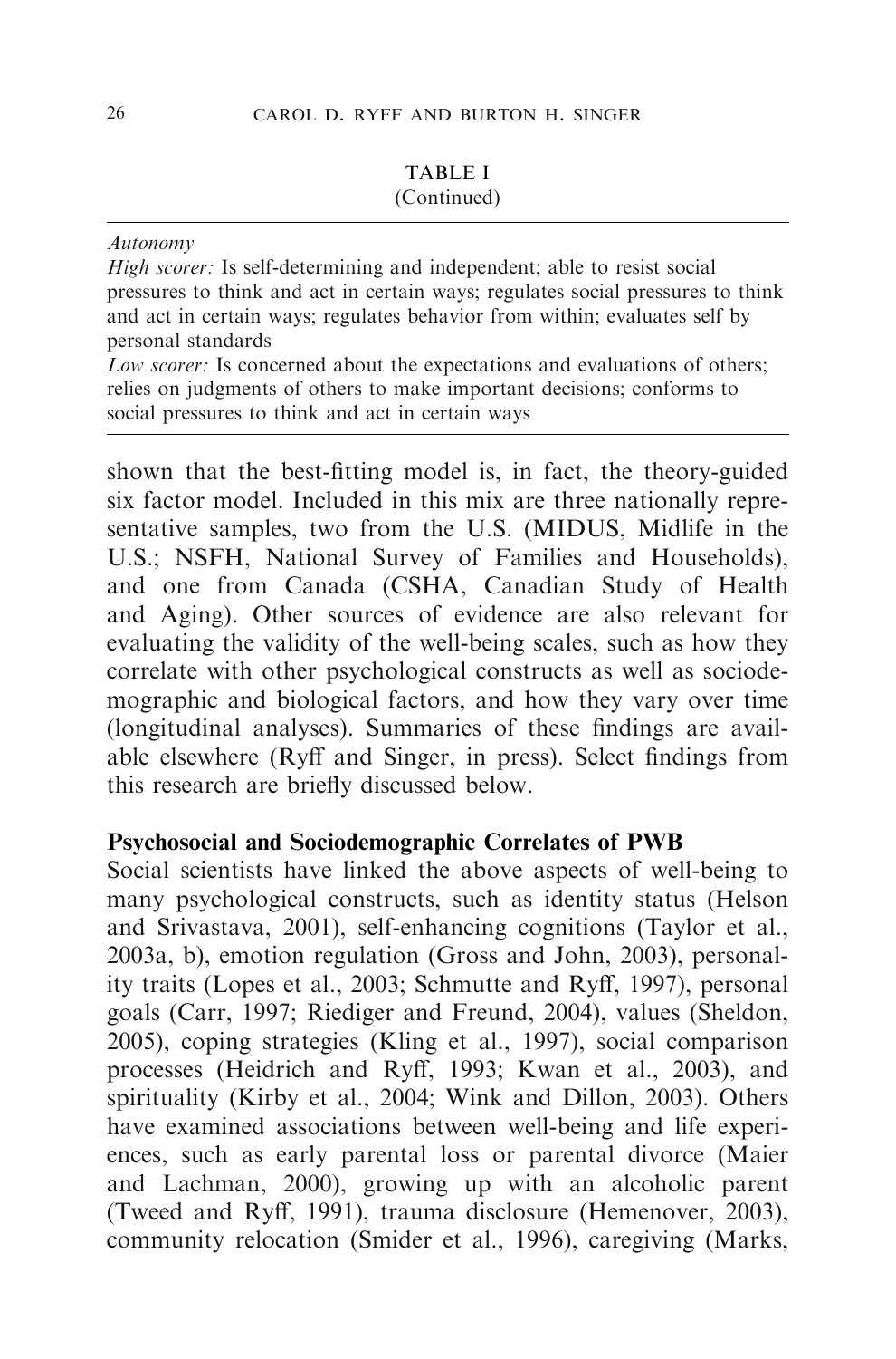TABLE I
(Continued)

*Autonomy*

*High scorer:* Is self-determining and independent; able to resist social pressures to think and act in certain ways; regulates social pressures to think and act in certain ways; regulates behavior from within; evaluates self by personal standards

*Low scorer:* Is concerned about the expectations and evaluations of others; relies on judgments of others to make important decisions; conforms to social pressures to think and act in certain ways

shown that the best-fitting model is, in fact, the theory-guided six factor model. Included in this mix are three nationally representative samples, two from the U.S. (MIDUS, Midlife in the U.S.; NSFH, National Survey of Families and Households), and one from Canada (CSHA, Canadian Study of Health and Aging). Other sources of evidence are also relevant for evaluating the validity of the well-being scales, such as how they correlate with other psychological constructs as well as sociodemographic and biological factors, and how they vary over time (longitudinal analyses). Summaries of these findings are available elsewhere (Ryff and Singer, in press). Select findings from this research are briefly discussed below.

## Psychosocial and Sociodemographic Correlates of PWB

Social scientists have linked the above aspects of well-being to many psychological constructs, such as identity status (Helson and Srivastava, 2001), self-enhancing cognitions (Taylor et al., 2003a, b), emotion regulation (Gross and John, 2003), personality traits (Lopes et al., 2003; Schmutte and Ryff, 1997), personal goals (Carr, 1997; Riediger and Freund, 2004), values (Sheldon, 2005), coping strategies (Kling et al., 1997), social comparison processes (Heidrich and Ryff, 1993; Kwan et al., 2003), and spirituality (Kirby et al., 2004; Wink and Dillon, 2003). Others have examined associations between well-being and life experiences, such as early parental loss or parental divorce (Maier and Lachman, 2000), growing up with an alcoholic parent (Tweed and Ryff, 1991), trauma disclosure (Hemenover, 2003), community relocation (Smider et al., 1996), caregiving (Marks,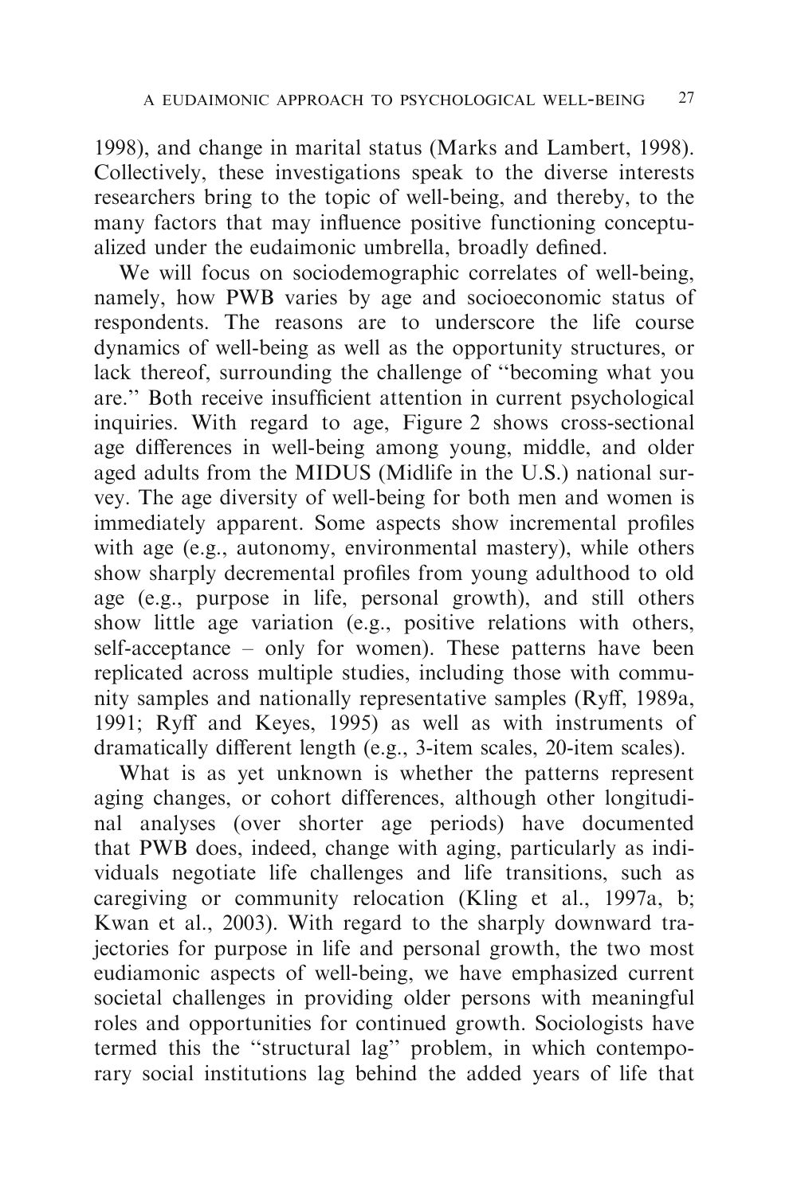1998), and change in marital status (Marks and Lambert, 1998). Collectively, these investigations speak to the diverse interests researchers bring to the topic of well-being, and thereby, to the many factors that may influence positive functioning conceptualized under the eudaimonic umbrella, broadly defined.

We will focus on sociodemographic correlates of well-being, namely, how PWB varies by age and socioeconomic status of respondents. The reasons are to underscore the life course dynamics of well-being as well as the opportunity structures, or lack thereof, surrounding the challenge of ''becoming what you are.'' Both receive insufficient attention in current psychological inquiries. With regard to age, Figure 2 shows cross-sectional age differences in well-being among young, middle, and older aged adults from the MIDUS (Midlife in the U.S.) national survey. The age diversity of well-being for both men and women is immediately apparent. Some aspects show incremental profiles with age (e.g., autonomy, environmental mastery), while others show sharply decremental profiles from young adulthood to old age (e.g., purpose in life, personal growth), and still others show little age variation (e.g., positive relations with others, self-acceptance – only for women). These patterns have been replicated across multiple studies, including those with community samples and nationally representative samples (Ryff, 1989a, 1991; Ryff and Keyes, 1995) as well as with instruments of dramatically different length (e.g., 3-item scales, 20-item scales).

What is as yet unknown is whether the patterns represent aging changes, or cohort differences, although other longitudinal analyses (over shorter age periods) have documented that PWB does, indeed, change with aging, particularly as individuals negotiate life challenges and life transitions, such as caregiving or community relocation (Kling et al., 1997a, b; Kwan et al., 2003). With regard to the sharply downward trajectories for purpose in life and personal growth, the two most eudiamonic aspects of well-being, we have emphasized current societal challenges in providing older persons with meaningful roles and opportunities for continued growth. Sociologists have termed this the ''structural lag'' problem, in which contemporary social institutions lag behind the added years of life that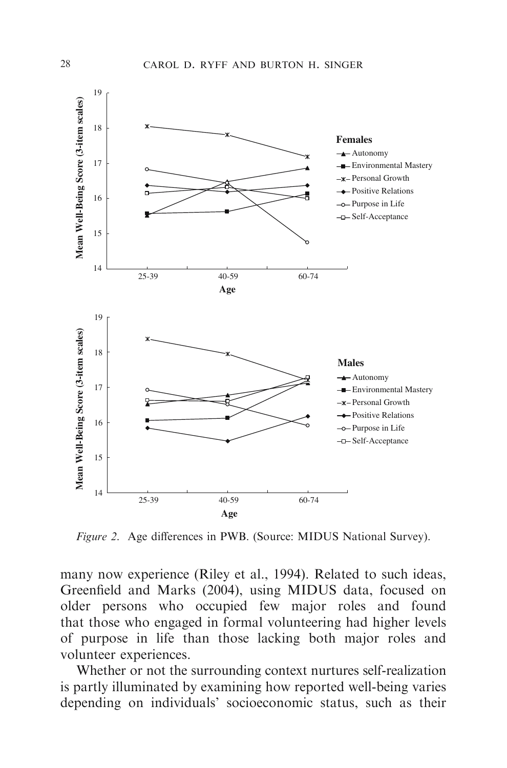Figure 2. Age differences in PWB. (Source: MIDUS National Survey).

many now experience (Riley et al., 1994). Related to such ideas, Greenfield and Marks (2004), using MIDUS data, focused on older persons who occupied few major roles and found that those who engaged in formal volunteering had higher levels of purpose in life than those lacking both major roles and volunteer experiences.

Whether or not the surrounding context nurtures self-realization is partly illuminated by examining how reported well-being varies depending on individuals' socioeconomic status, such as their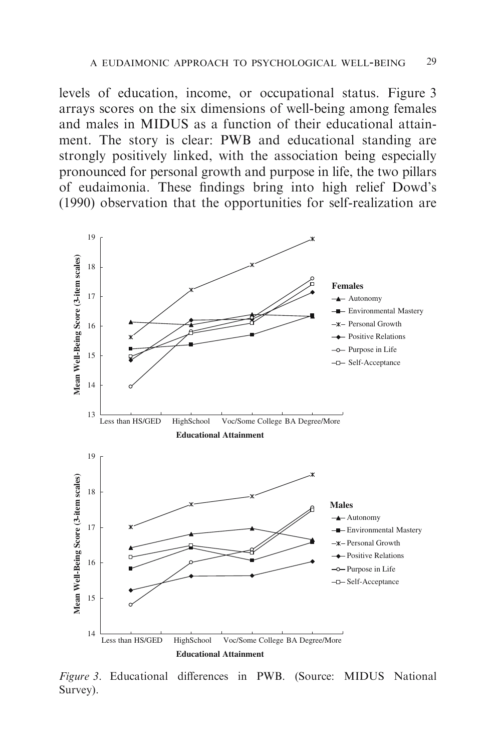levels of education, income, or occupational status. Figure 3 arrays scores on the six dimensions of well-being among females and males in MIDUS as a function of their educational attainment. The story is clear: PWB and educational standing are strongly positively linked, with the association being especially pronounced for personal growth and purpose in life, the two pillars of eudaimonia. These findings bring into high relief Dowd's (1990) observation that the opportunities for self-realization are

*Figure 3*. Educational differences in PWB. (Source: MIDUS National Survey).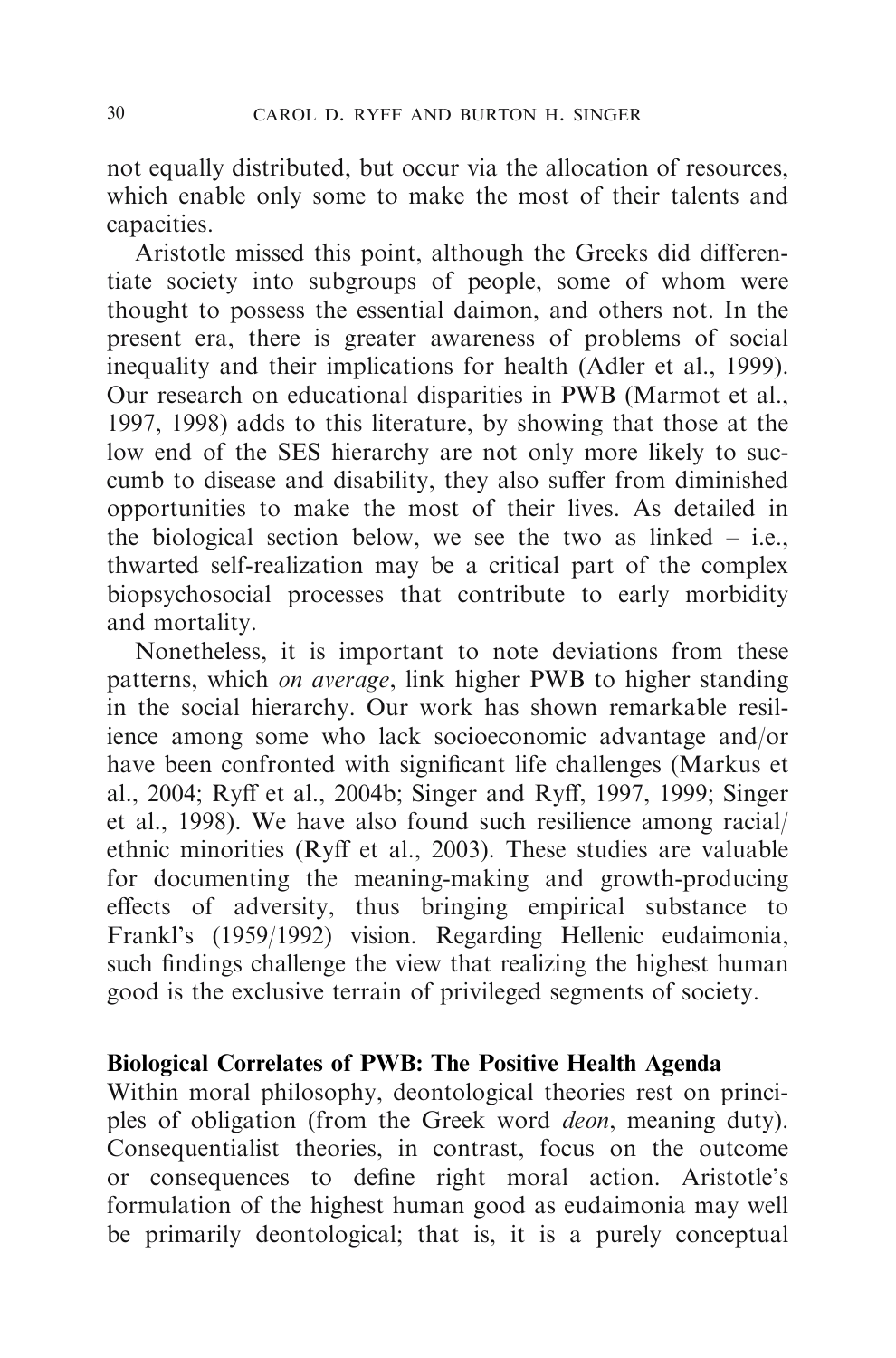not equally distributed, but occur via the allocation of resources, which enable only some to make the most of their talents and capacities.

Aristotle missed this point, although the Greeks did differentiate society into subgroups of people, some of whom were thought to possess the essential daimon, and others not. In the present era, there is greater awareness of problems of social inequality and their implications for health (Adler et al., 1999). Our research on educational disparities in PWB (Marmot et al., 1997, 1998) adds to this literature, by showing that those at the low end of the SES hierarchy are not only more likely to succumb to disease and disability, they also suffer from diminished opportunities to make the most of their lives. As detailed in the biological section below, we see the two as linked – i.e., thwarted self-realization may be a critical part of the complex biopsychosocial processes that contribute to early morbidity and mortality.

Nonetheless, it is important to note deviations from these patterns, which *on average*, link higher PWB to higher standing in the social hierarchy. Our work has shown remarkable resilience among some who lack socioeconomic advantage and/or have been confronted with significant life challenges (Markus et al., 2004; Ryff et al., 2004b; Singer and Ryff, 1997, 1999; Singer et al., 1998). We have also found such resilience among racial/ethnic minorities (Ryff et al., 2003). These studies are valuable for documenting the meaning-making and growth-producing effects of adversity, thus bringing empirical substance to Frankl's (1959/1992) vision. Regarding Hellenic eudaimonia, such findings challenge the view that realizing the highest human good is the exclusive terrain of privileged segments of society.

## Biological Correlates of PWB: The Positive Health Agenda

Within moral philosophy, deontological theories rest on principles of obligation (from the Greek word *deon*, meaning duty). Consequentialist theories, in contrast, focus on the outcome or consequences to define right moral action. Aristotle's formulation of the highest human good as eudaimonia may well be primarily deontological; that is, it is a purely conceptual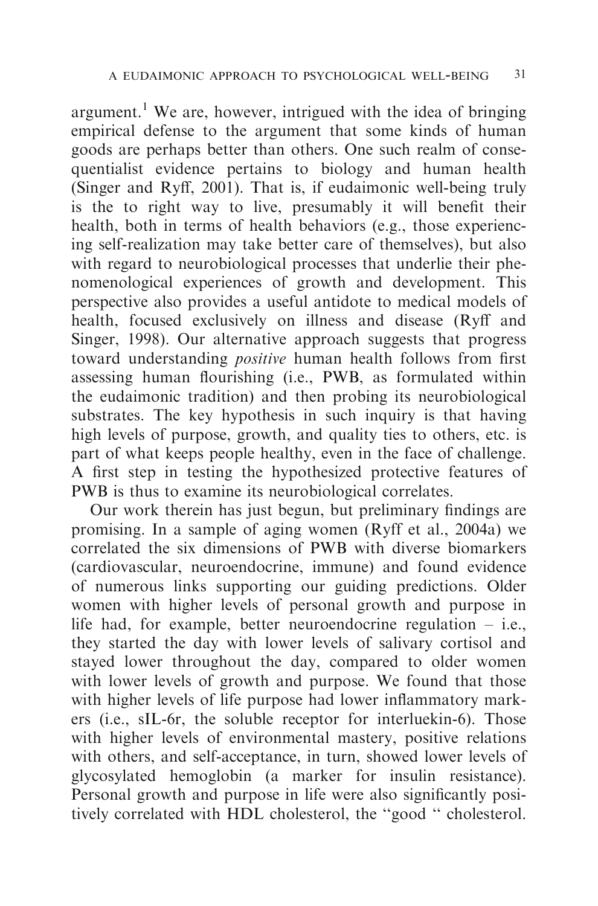argument.[1] We are, however, intrigued with the idea of bringing empirical defense to the argument that some kinds of human goods are perhaps better than others. One such realm of consequentialist evidence pertains to biology and human health (Singer and Ryff, 2001). That is, if eudaimonic well-being truly is the to right way to live, presumably it will benefit their health, both in terms of health behaviors (e.g., those experiencing self-realization may take better care of themselves), but also with regard to neurobiological processes that underlie their phenomenological experiences of growth and development. This perspective also provides a useful antidote to medical models of health, focused exclusively on illness and disease (Ryff and Singer, 1998). Our alternative approach suggests that progress toward understanding *positive* human health follows from first assessing human flourishing (i.e., PWB, as formulated within the eudaimonic tradition) and then probing its neurobiological substrates. The key hypothesis in such inquiry is that having high levels of purpose, growth, and quality ties to others, etc. is part of what keeps people healthy, even in the face of challenge. A first step in testing the hypothesized protective features of PWB is thus to examine its neurobiological correlates.

Our work therein has just begun, but preliminary findings are promising. In a sample of aging women (Ryff et al., 2004a) we correlated the six dimensions of PWB with diverse biomarkers (cardiovascular, neuroendocrine, immune) and found evidence of numerous links supporting our guiding predictions. Older women with higher levels of personal growth and purpose in life had, for example, better neuroendocrine regulation – i.e., they started the day with lower levels of salivary cortisol and stayed lower throughout the day, compared to older women with lower levels of growth and purpose. We found that those with higher levels of life purpose had lower inflammatory markers (i.e., sIL-6r, the soluble receptor for interluekin-6). Those with higher levels of environmental mastery, positive relations with others, and self-acceptance, in turn, showed lower levels of glycosylated hemoglobin (a marker for insulin resistance). Personal growth and purpose in life were also significantly positively correlated with HDL cholesterol, the "good " cholesterol.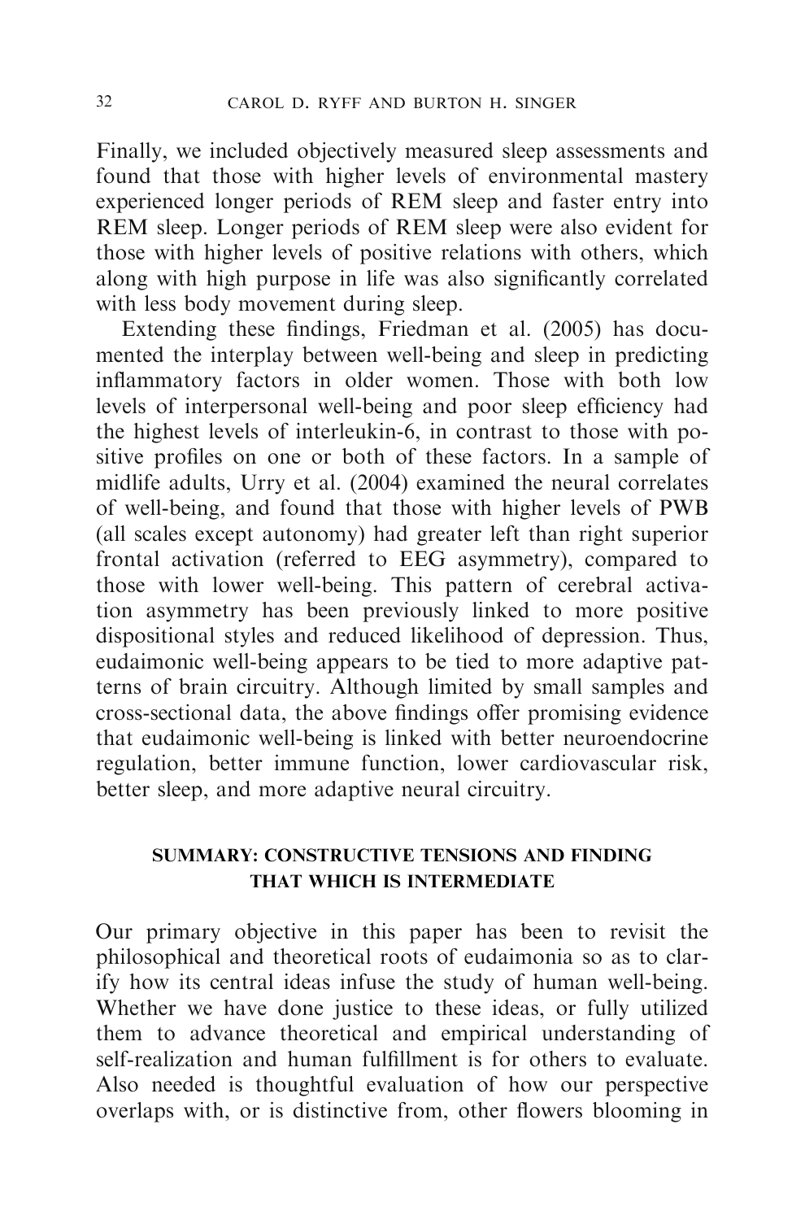Finally, we included objectively measured sleep assessments and found that those with higher levels of environmental mastery experienced longer periods of REM sleep and faster entry into REM sleep. Longer periods of REM sleep were also evident for those with higher levels of positive relations with others, which along with high purpose in life was also significantly correlated with less body movement during sleep.

Extending these findings, Friedman et al. (2005) has documented the interplay between well-being and sleep in predicting inflammatory factors in older women. Those with both low levels of interpersonal well-being and poor sleep efficiency had the highest levels of interleukin-6, in contrast to those with positive profiles on one or both of these factors. In a sample of midlife adults, Urry et al. (2004) examined the neural correlates of well-being, and found that those with higher levels of PWB (all scales except autonomy) had greater left than right superior frontal activation (referred to EEG asymmetry), compared to those with lower well-being. This pattern of cerebral activation asymmetry has been previously linked to more positive dispositional styles and reduced likelihood of depression. Thus, eudaimonic well-being appears to be tied to more adaptive patterns of brain circuitry. Although limited by small samples and cross-sectional data, the above findings offer promising evidence that eudaimonic well-being is linked with better neuroendocrine regulation, better immune function, lower cardiovascular risk, better sleep, and more adaptive neural circuitry.

## SUMMARY: CONSTRUCTIVE TENSIONS AND FINDING THAT WHICH IS INTERMEDIATE

Our primary objective in this paper has been to revisit the philosophical and theoretical roots of eudaimonia so as to clarify how its central ideas infuse the study of human well-being. Whether we have done justice to these ideas, or fully utilized them to advance theoretical and empirical understanding of self-realization and human fulfillment is for others to evaluate. Also needed is thoughtful evaluation of how our perspective overlaps with, or is distinctive from, other flowers blooming in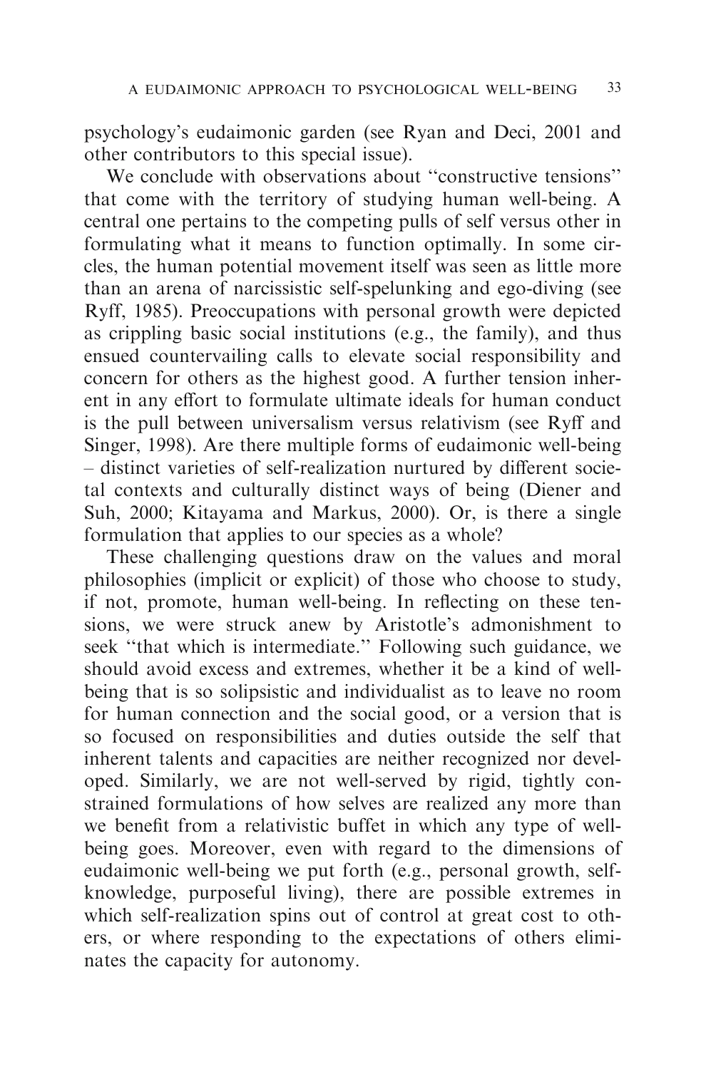psychology's eudaimonic garden (see Ryan and Deci, 2001 and other contributors to this special issue).

We conclude with observations about "constructive tensions" that come with the territory of studying human well-being. A central one pertains to the competing pulls of self versus other in formulating what it means to function optimally. In some circles, the human potential movement itself was seen as little more than an arena of narcissistic self-spelunking and ego-diving (see Ryff, 1985). Preoccupations with personal growth were depicted as crippling basic social institutions (e.g., the family), and thus ensued countervailing calls to elevate social responsibility and concern for others as the highest good. A further tension inherent in any effort to formulate ultimate ideals for human conduct is the pull between universalism versus relativism (see Ryff and Singer, 1998). Are there multiple forms of eudaimonic well-being – distinct varieties of self-realization nurtured by different societal contexts and culturally distinct ways of being (Diener and Suh, 2000; Kitayama and Markus, 2000). Or, is there a single formulation that applies to our species as a whole?

These challenging questions draw on the values and moral philosophies (implicit or explicit) of those who choose to study, if not, promote, human well-being. In reflecting on these tensions, we were struck anew by Aristotle's admonishment to seek "that which is intermediate." Following such guidance, we should avoid excess and extremes, whether it be a kind of well-being that is so solipsistic and individualist as to leave no room for human connection and the social good, or a version that is so focused on responsibilities and duties outside the self that inherent talents and capacities are neither recognized nor developed. Similarly, we are not well-served by rigid, tightly constrained formulations of how selves are realized any more than we benefit from a relativistic buffet in which any type of well-being goes. Moreover, even with regard to the dimensions of eudaimonic well-being we put forth (e.g., personal growth, self-knowledge, purposeful living), there are possible extremes in which self-realization spins out of control at great cost to others, or where responding to the expectations of others eliminates the capacity for autonomy.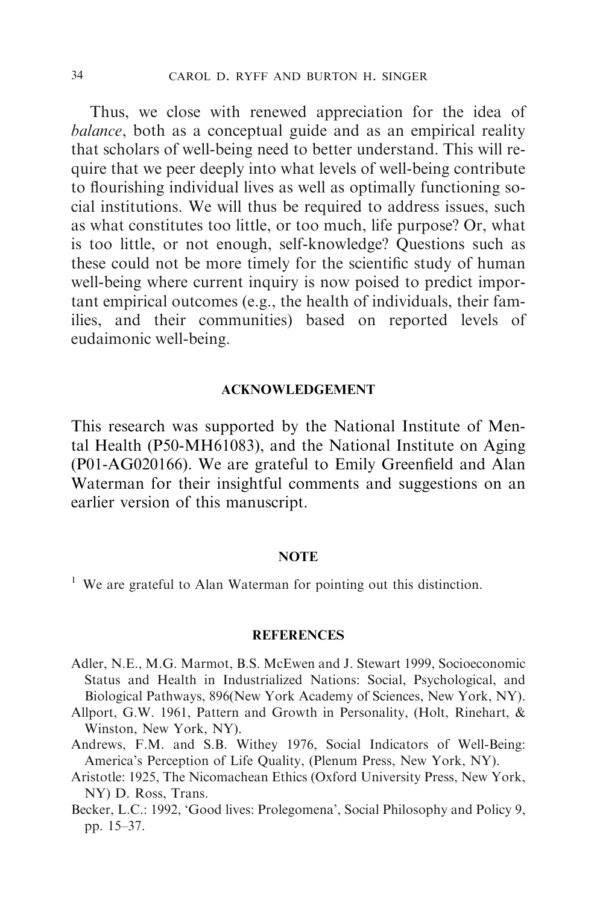Thus, we close with renewed appreciation for the idea of *balance*, both as a conceptual guide and as an empirical reality that scholars of well-being need to better understand. This will require that we peer deeply into what levels of well-being contribute to flourishing individual lives as well as optimally functioning social institutions. We will thus be required to address issues, such as what constitutes too little, or too much, life purpose? Or, what is too little, or not enough, self-knowledge? Questions such as these could not be more timely for the scientific study of human well-being where current inquiry is now poised to predict important empirical outcomes (e.g., the health of individuals, their families, and their communities) based on reported levels of eudaimonic well-being.

## ACKNOWLEDGEMENT

This research was supported by the National Institute of Mental Health (P50-MH61083), and the National Institute on Aging (P01-AG020166). We are grateful to Emily Greenfield and Alan Waterman for their insightful comments and suggestions on an earlier version of this manuscript.

## NOTE

[1] We are grateful to Alan Waterman for pointing out this distinction.

## REFERENCES

Adler, N.E., M.G. Marmot, B.S. McEwen and J. Stewart 1999, Socioeconomic Status and Health in Industrialized Nations: Social, Psychological, and Biological Pathways, 896(New York Academy of Sciences, New York, NY).

Allport, G.W. 1961, Pattern and Growth in Personality, (Holt, Rinehart, & Winston, New York, NY).

Andrews, F.M. and S.B. Withey 1976, Social Indicators of Well-Being: America's Perception of Life Quality, (Plenum Press, New York, NY).

Aristotle: 1925, The Nicomachean Ethics (Oxford University Press, New York, NY) D. Ross, Trans.

Becker, L.C.: 1992, 'Good lives: Prolegomena', Social Philosophy and Policy 9, pp. 15–37.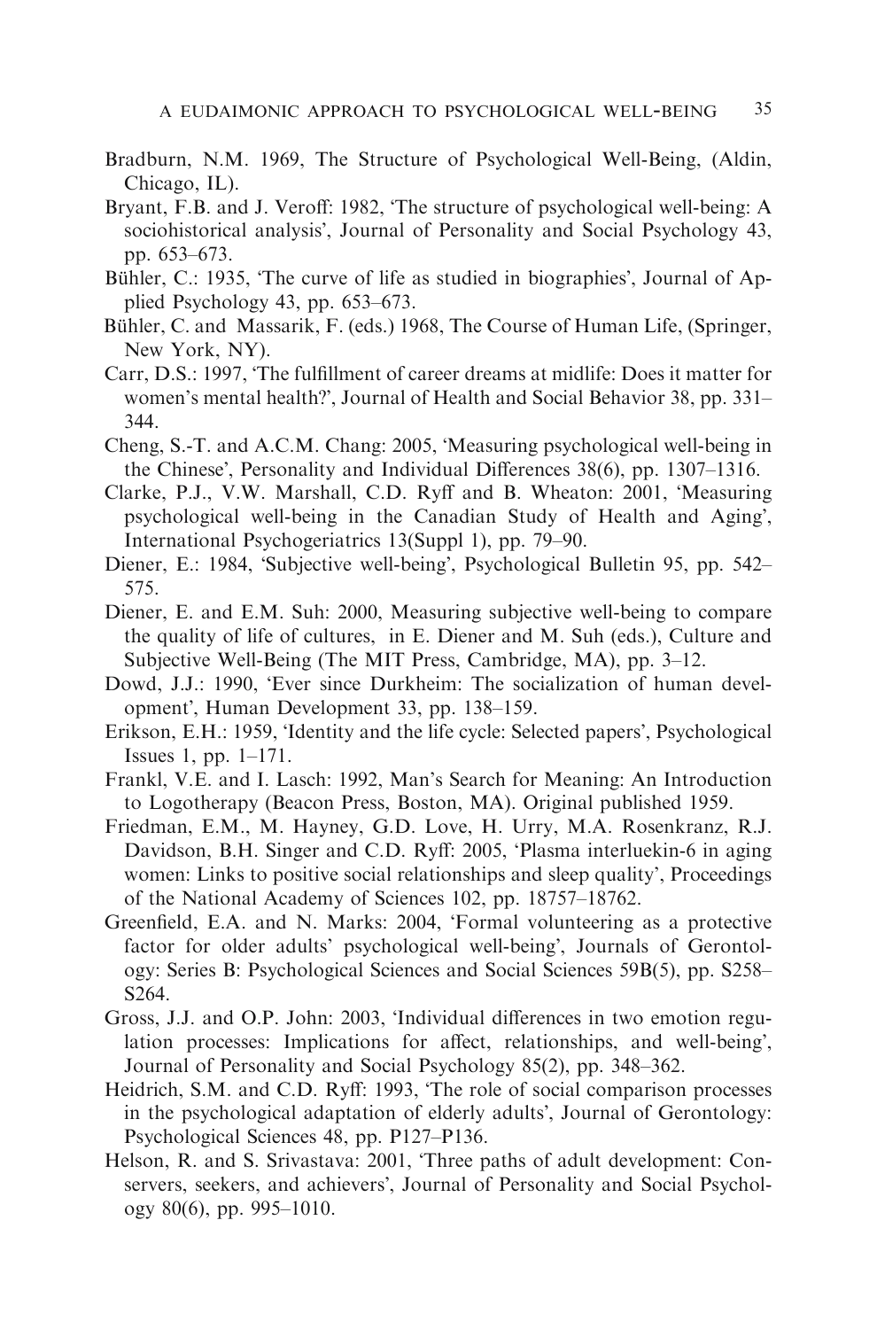Bradburn, N.M. 1969, The Structure of Psychological Well-Being, (Aldin, Chicago, IL).

Bryant, F.B. and J. Veroff: 1982, 'The structure of psychological well-being: A sociohistorical analysis', Journal of Personality and Social Psychology 43, pp. 653–673.

Bühler, C.: 1935, 'The curve of life as studied in biographies', Journal of Applied Psychology 43, pp. 653–673.

Bühler, C. and Massarik, F. (eds.) 1968, The Course of Human Life, (Springer, New York, NY).

Carr, D.S.: 1997, 'The fulfillment of career dreams at midlife: Does it matter for women's mental health?', Journal of Health and Social Behavior 38, pp. 331–344.

Cheng, S.-T. and A.C.M. Chang: 2005, 'Measuring psychological well-being in the Chinese', Personality and Individual Differences 38(6), pp. 1307–1316.

Clarke, P.J., V.W. Marshall, C.D. Ryff and B. Wheaton: 2001, 'Measuring psychological well-being in the Canadian Study of Health and Aging', International Psychogeriatrics 13(Suppl 1), pp. 79–90.

Diener, E.: 1984, 'Subjective well-being', Psychological Bulletin 95, pp. 542–575.

Diener, E. and E.M. Suh: 2000, Measuring subjective well-being to compare the quality of life of cultures, in E. Diener and M. Suh (eds.), Culture and Subjective Well-Being (The MIT Press, Cambridge, MA), pp. 3–12.

Dowd, J.J.: 1990, 'Ever since Durkheim: The socialization of human development', Human Development 33, pp. 138–159.

Erikson, E.H.: 1959, 'Identity and the life cycle: Selected papers', Psychological Issues 1, pp. 1–171.

Frankl, V.E. and I. Lasch: 1992, Man's Search for Meaning: An Introduction to Logotherapy (Beacon Press, Boston, MA). Original published 1959.

Friedman, E.M., M. Hayney, G.D. Love, H. Urry, M.A. Rosenkranz, R.J. Davidson, B.H. Singer and C.D. Ryff: 2005, 'Plasma interluekin-6 in aging women: Links to positive social relationships and sleep quality', Proceedings of the National Academy of Sciences 102, pp. 18757–18762.

Greenfield, E.A. and N. Marks: 2004, 'Formal volunteering as a protective factor for older adults' psychological well-being', Journals of Gerontology: Series B: Psychological Sciences and Social Sciences 59B(5), pp. S258–S264.

Gross, J.J. and O.P. John: 2003, 'Individual differences in two emotion regulation processes: Implications for affect, relationships, and well-being', Journal of Personality and Social Psychology 85(2), pp. 348–362.

Heidrich, S.M. and C.D. Ryff: 1993, 'The role of social comparison processes in the psychological adaptation of elderly adults', Journal of Gerontology: Psychological Sciences 48, pp. P127–P136.

Helson, R. and S. Srivastava: 2001, 'Three paths of adult development: Conservers, seekers, and achievers', Journal of Personality and Social Psychology 80(6), pp. 995–1010.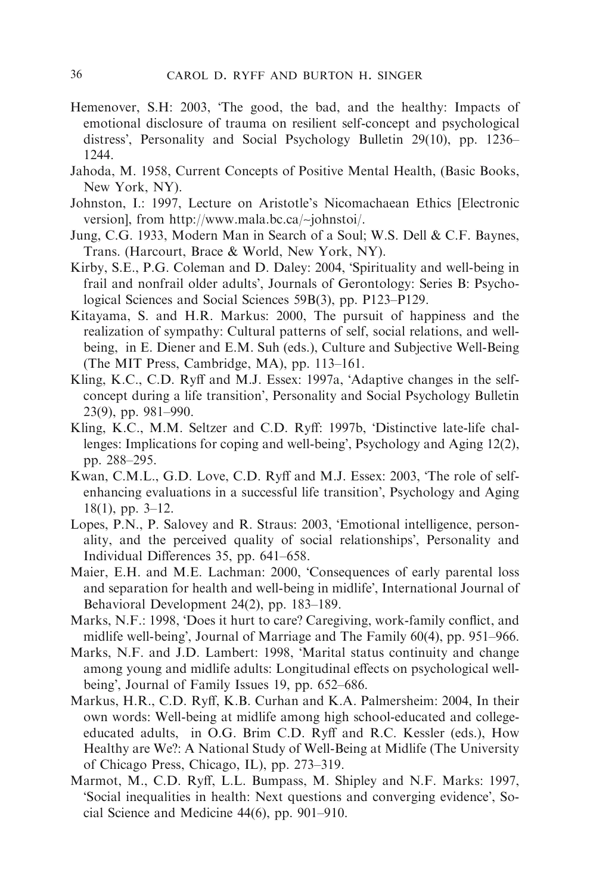Hemenover, S.H: 2003, 'The good, the bad, and the healthy: Impacts of emotional disclosure of trauma on resilient self-concept and psychological distress', Personality and Social Psychology Bulletin 29(10), pp. 1236–1244.

Jahoda, M. 1958, Current Concepts of Positive Mental Health, (Basic Books, New York, NY).

Johnston, I.: 1997, Lecture on Aristotle's Nicomachaean Ethics [Electronic version], from http://www.mala.bc.ca/~johnstoi/.

Jung, C.G. 1933, Modern Man in Search of a Soul; W.S. Dell & C.F. Baynes, Trans. (Harcourt, Brace & World, New York, NY).

Kirby, S.E., P.G. Coleman and D. Daley: 2004, 'Spirituality and well-being in frail and nonfrail older adults', Journals of Gerontology: Series B: Psychological Sciences and Social Sciences 59B(3), pp. P123–P129.

Kitayama, S. and H.R. Markus: 2000, The pursuit of happiness and the realization of sympathy: Cultural patterns of self, social relations, and well-being, in E. Diener and E.M. Suh (eds.), Culture and Subjective Well-Being (The MIT Press, Cambridge, MA), pp. 113–161.

Kling, K.C., C.D. Ryff and M.J. Essex: 1997a, 'Adaptive changes in the self-concept during a life transition', Personality and Social Psychology Bulletin 23(9), pp. 981–990.

Kling, K.C., M.M. Seltzer and C.D. Ryff: 1997b, 'Distinctive late-life challenges: Implications for coping and well-being', Psychology and Aging 12(2), pp. 288–295.

Kwan, C.M.L., G.D. Love, C.D. Ryff and M.J. Essex: 2003, 'The role of self-enhancing evaluations in a successful life transition', Psychology and Aging 18(1), pp. 3–12.

Lopes, P.N., P. Salovey and R. Straus: 2003, 'Emotional intelligence, personality, and the perceived quality of social relationships', Personality and Individual Differences 35, pp. 641–658.

Maier, E.H. and M.E. Lachman: 2000, 'Consequences of early parental loss and separation for health and well-being in midlife', International Journal of Behavioral Development 24(2), pp. 183–189.

Marks, N.F.: 1998, 'Does it hurt to care? Caregiving, work-family conflict, and midlife well-being', Journal of Marriage and The Family 60(4), pp. 951–966.

Marks, N.F. and J.D. Lambert: 1998, 'Marital status continuity and change among young and midlife adults: Longitudinal effects on psychological well-being', Journal of Family Issues 19, pp. 652–686.

Markus, H.R., C.D. Ryff, K.B. Curhan and K.A. Palmersheim: 2004, In their own words: Well-being at midlife among high school-educated and college-educated adults, in O.G. Brim C.D. Ryff and R.C. Kessler (eds.), How Healthy are We?: A National Study of Well-Being at Midlife (The University of Chicago Press, Chicago, IL), pp. 273–319.

Marmot, M., C.D. Ryff, L.L. Bumpass, M. Shipley and N.F. Marks: 1997, 'Social inequalities in health: Next questions and converging evidence', Social Science and Medicine 44(6), pp. 901–910.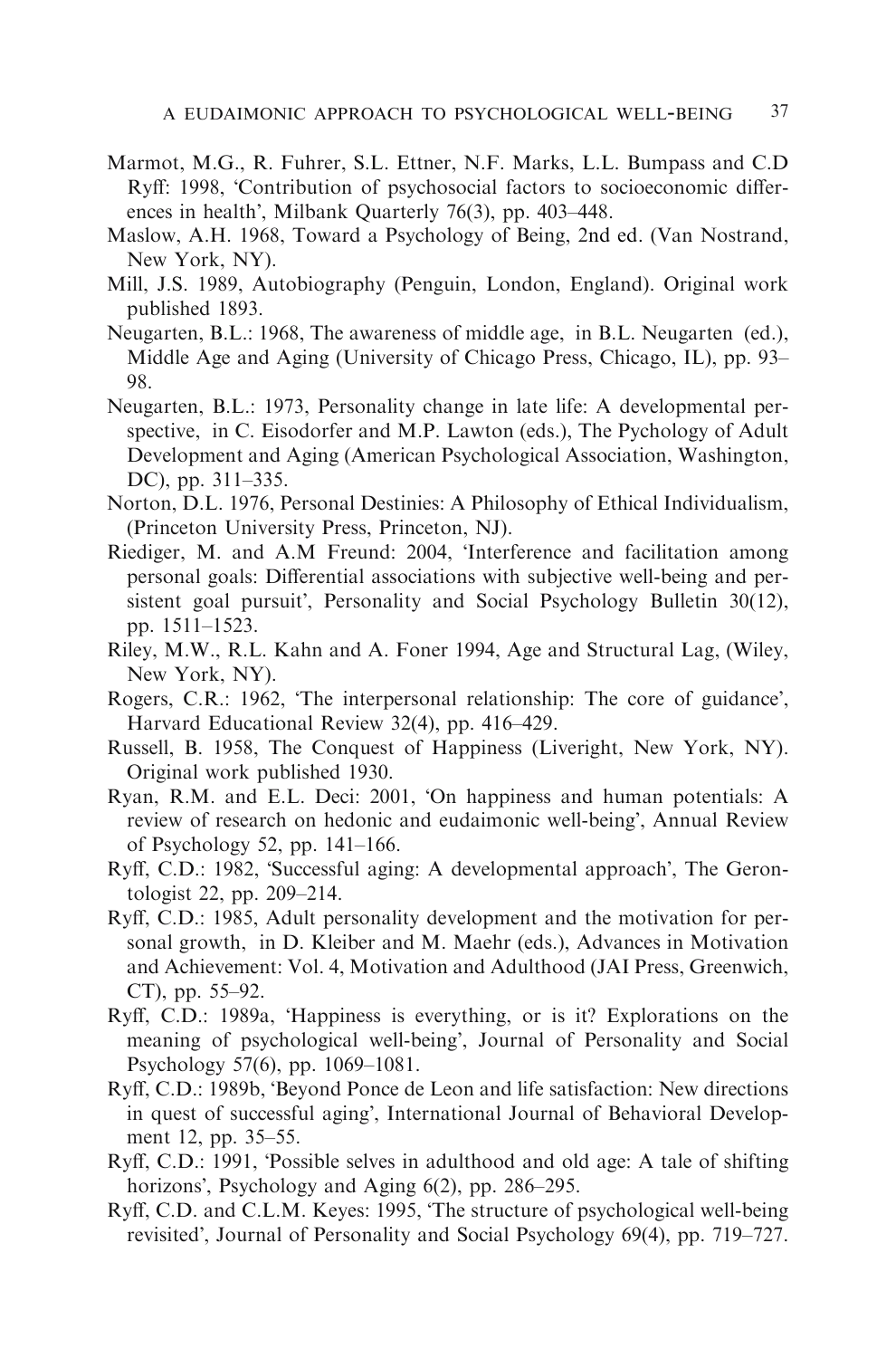Marmot, M.G., R. Fuhrer, S.L. Ettner, N.F. Marks, L.L. Bumpass and C.D Ryff: 1998, 'Contribution of psychosocial factors to socioeconomic differences in health', Milbank Quarterly 76(3), pp. 403–448.

Maslow, A.H. 1968, Toward a Psychology of Being, 2nd ed. (Van Nostrand, New York, NY).

Mill, J.S. 1989, Autobiography (Penguin, London, England). Original work published 1893.

Neugarten, B.L.: 1968, The awareness of middle age, in B.L. Neugarten (ed.), Middle Age and Aging (University of Chicago Press, Chicago, IL), pp. 93–98.

Neugarten, B.L.: 1973, Personality change in late life: A developmental perspective, in C. Eisodorfer and M.P. Lawton (eds.), The Pychology of Adult Development and Aging (American Psychological Association, Washington, DC), pp. 311–335.

Norton, D.L. 1976, Personal Destinies: A Philosophy of Ethical Individualism, (Princeton University Press, Princeton, NJ).

Riediger, M. and A.M Freund: 2004, 'Interference and facilitation among personal goals: Differential associations with subjective well-being and persistent goal pursuit', Personality and Social Psychology Bulletin 30(12), pp. 1511–1523.

Riley, M.W., R.L. Kahn and A. Foner 1994, Age and Structural Lag, (Wiley, New York, NY).

Rogers, C.R.: 1962, 'The interpersonal relationship: The core of guidance', Harvard Educational Review 32(4), pp. 416–429.

Russell, B. 1958, The Conquest of Happiness (Liveright, New York, NY). Original work published 1930.

Ryan, R.M. and E.L. Deci: 2001, 'On happiness and human potentials: A review of research on hedonic and eudaimonic well-being', Annual Review of Psychology 52, pp. 141–166.

Ryff, C.D.: 1982, 'Successful aging: A developmental approach', The Gerontologist 22, pp. 209–214.

Ryff, C.D.: 1985, Adult personality development and the motivation for personal growth, in D. Kleiber and M. Maehr (eds.), Advances in Motivation and Achievement: Vol. 4, Motivation and Adulthood (JAI Press, Greenwich, CT), pp. 55–92.

Ryff, C.D.: 1989a, 'Happiness is everything, or is it? Explorations on the meaning of psychological well-being', Journal of Personality and Social Psychology 57(6), pp. 1069–1081.

Ryff, C.D.: 1989b, 'Beyond Ponce de Leon and life satisfaction: New directions in quest of successful aging', International Journal of Behavioral Development 12, pp. 35–55.

Ryff, C.D.: 1991, 'Possible selves in adulthood and old age: A tale of shifting horizons', Psychology and Aging 6(2), pp. 286–295.

Ryff, C.D. and C.L.M. Keyes: 1995, 'The structure of psychological well-being revisited', Journal of Personality and Social Psychology 69(4), pp. 719–727.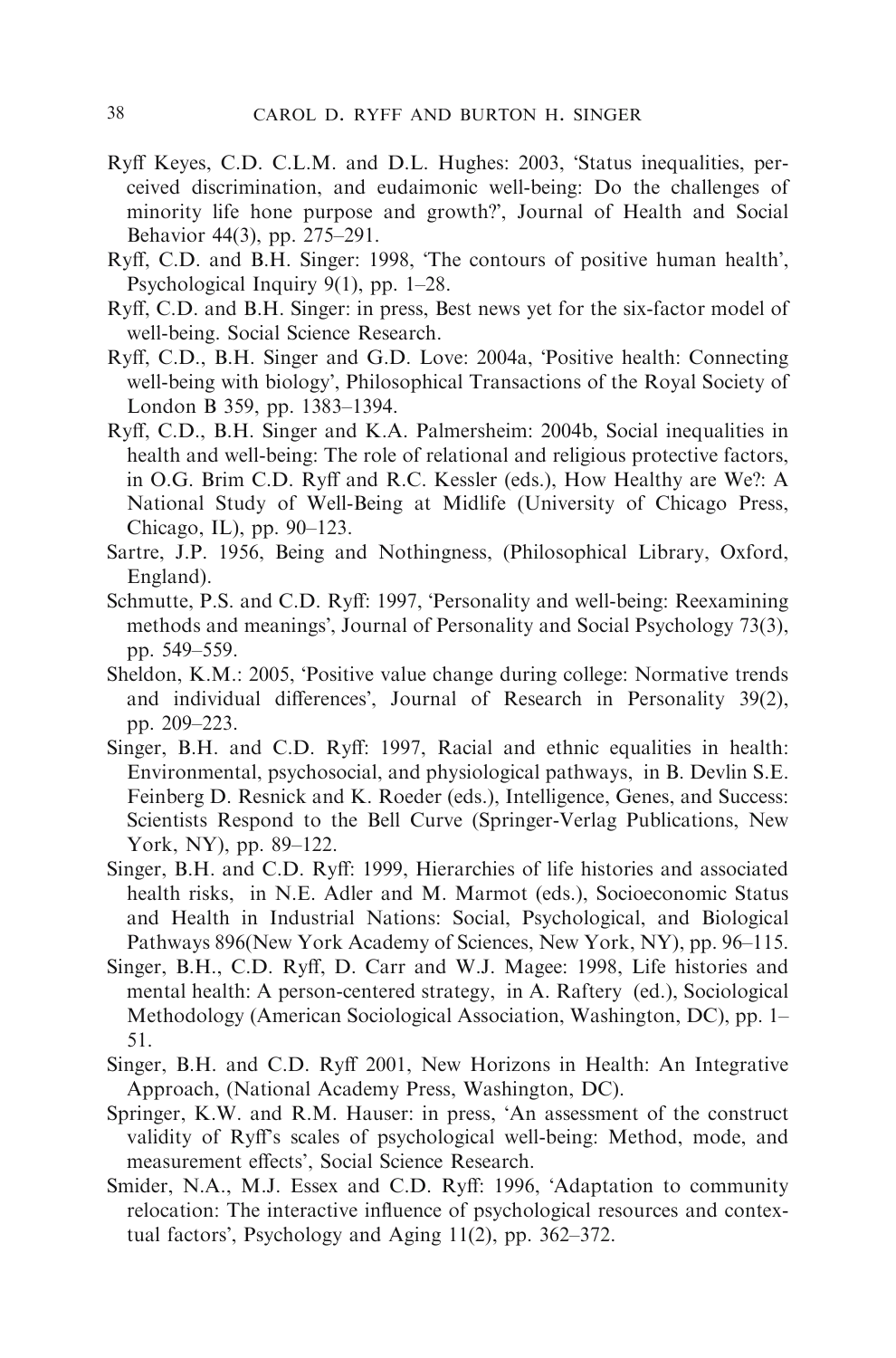Ryff Keyes, C.D. C.L.M. and D.L. Hughes: 2003, 'Status inequalities, perceived discrimination, and eudaimonic well-being: Do the challenges of minority life hone purpose and growth?', Journal of Health and Social Behavior 44(3), pp. 275–291.

Ryff, C.D. and B.H. Singer: 1998, 'The contours of positive human health', Psychological Inquiry 9(1), pp. 1–28.

Ryff, C.D. and B.H. Singer: in press, Best news yet for the six-factor model of well-being. Social Science Research.

Ryff, C.D., B.H. Singer and G.D. Love: 2004a, 'Positive health: Connecting well-being with biology', Philosophical Transactions of the Royal Society of London B 359, pp. 1383–1394.

Ryff, C.D., B.H. Singer and K.A. Palmersheim: 2004b, Social inequalities in health and well-being: The role of relational and religious protective factors, in O.G. Brim C.D. Ryff and R.C. Kessler (eds.), How Healthy are We?: A National Study of Well-Being at Midlife (University of Chicago Press, Chicago, IL), pp. 90–123.

Sartre, J.P. 1956, Being and Nothingness, (Philosophical Library, Oxford, England).

Schmutte, P.S. and C.D. Ryff: 1997, 'Personality and well-being: Reexamining methods and meanings', Journal of Personality and Social Psychology 73(3), pp. 549–559.

Sheldon, K.M.: 2005, 'Positive value change during college: Normative trends and individual differences', Journal of Research in Personality 39(2), pp. 209–223.

Singer, B.H. and C.D. Ryff: 1997, Racial and ethnic equalities in health: Environmental, psychosocial, and physiological pathways, in B. Devlin S.E. Feinberg D. Resnick and K. Roeder (eds.), Intelligence, Genes, and Success: Scientists Respond to the Bell Curve (Springer-Verlag Publications, New York, NY), pp. 89–122.

Singer, B.H. and C.D. Ryff: 1999, Hierarchies of life histories and associated health risks, in N.E. Adler and M. Marmot (eds.), Socioeconomic Status and Health in Industrial Nations: Social, Psychological, and Biological Pathways 896(New York Academy of Sciences, New York, NY), pp. 96–115.

Singer, B.H., C.D. Ryff, D. Carr and W.J. Magee: 1998, Life histories and mental health: A person-centered strategy, in A. Raftery (ed.), Sociological Methodology (American Sociological Association, Washington, DC), pp. 1–51.

Singer, B.H. and C.D. Ryff 2001, New Horizons in Health: An Integrative Approach, (National Academy Press, Washington, DC).

Springer, K.W. and R.M. Hauser: in press, 'An assessment of the construct validity of Ryff's scales of psychological well-being: Method, mode, and measurement effects', Social Science Research.

Smider, N.A., M.J. Essex and C.D. Ryff: 1996, 'Adaptation to community relocation: The interactive influence of psychological resources and contextual factors', Psychology and Aging 11(2), pp. 362–372.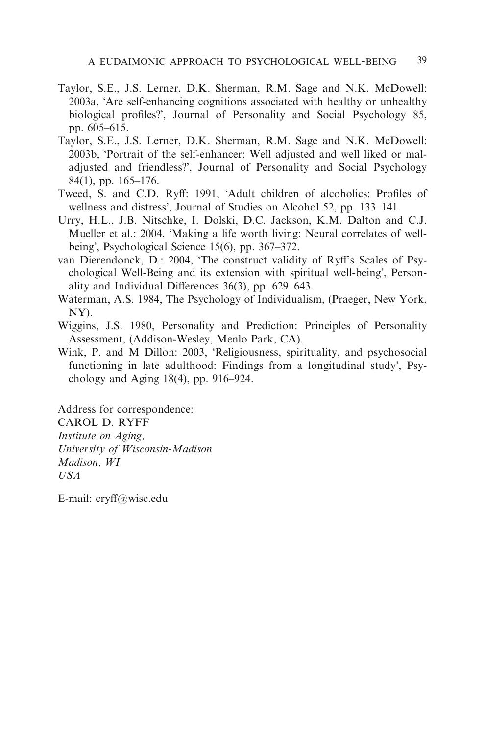Taylor, S.E., J.S. Lerner, D.K. Sherman, R.M. Sage and N.K. McDowell: 2003a, 'Are self-enhancing cognitions associated with healthy or unhealthy biological profiles?', Journal of Personality and Social Psychology 85, pp. 605–615.

Taylor, S.E., J.S. Lerner, D.K. Sherman, R.M. Sage and N.K. McDowell: 2003b, 'Portrait of the self-enhancer: Well adjusted and well liked or maladjusted and friendless?', Journal of Personality and Social Psychology 84(1), pp. 165–176.

Tweed, S. and C.D. Ryff: 1991, 'Adult children of alcoholics: Profiles of wellness and distress', Journal of Studies on Alcohol 52, pp. 133–141.

Urry, H.L., J.B. Nitschke, I. Dolski, D.C. Jackson, K.M. Dalton and C.J. Mueller et al.: 2004, 'Making a life worth living: Neural correlates of well-being', Psychological Science 15(6), pp. 367–372.

van Dierendonck, D.: 2004, 'The construct validity of Ryff's Scales of Psychological Well-Being and its extension with spiritual well-being', Personality and Individual Differences 36(3), pp. 629–643.

Waterman, A.S. 1984, The Psychology of Individualism, (Praeger, New York, NY).

Wiggins, J.S. 1980, Personality and Prediction: Principles of Personality Assessment, (Addison-Wesley, Menlo Park, CA).

Wink, P. and M Dillon: 2003, 'Religiousness, spirituality, and psychosocial functioning in late adulthood: Findings from a longitudinal study', Psychology and Aging 18(4), pp. 916–924.

Address for correspondence:
CAROL D. RYFF
*Institute on Aging,*
*University of Wisconsin-Madison*
*Madison, WI*
*USA*

E-mail: cryff@wisc.edu